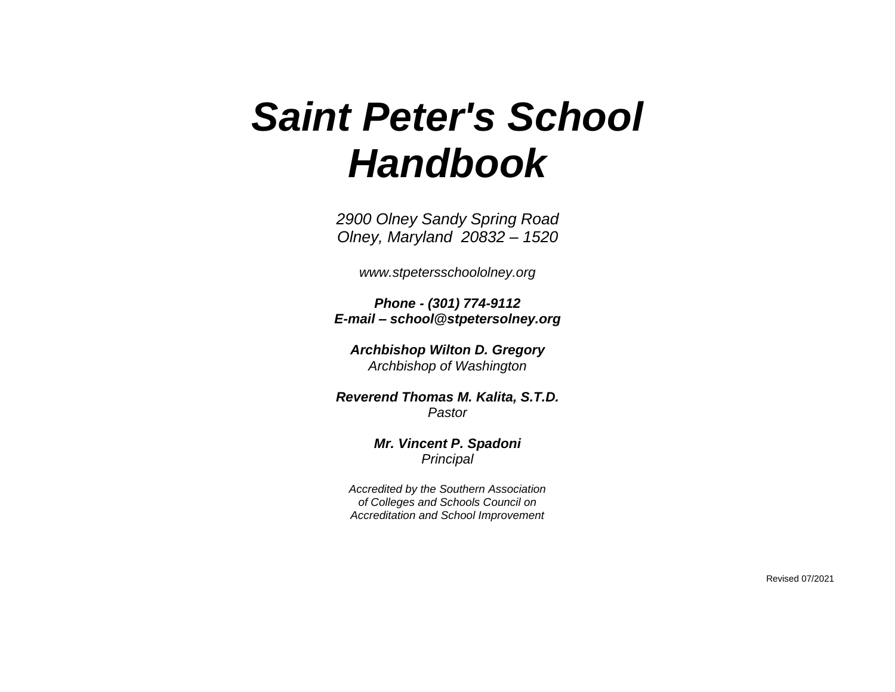# *Saint Peter's School Handbook*

*2900 Olney Sandy Spring Road*
*Olney, Maryland 20832 – 1520*

*www.stpetersschoololney.org*

***Phone - (301) 774-9112***
***E-mail – school@stpetersolney.org***

***Archbishop Wilton D. Gregory***
*Archbishop of Washington*

***Reverend Thomas M. Kalita, S.T.D.***
*Pastor*

***Mr. Vincent P. Spadoni***
*Principal*

*Accredited by the Southern Association of Colleges and Schools Council on Accreditation and School Improvement*

Revised 07/2021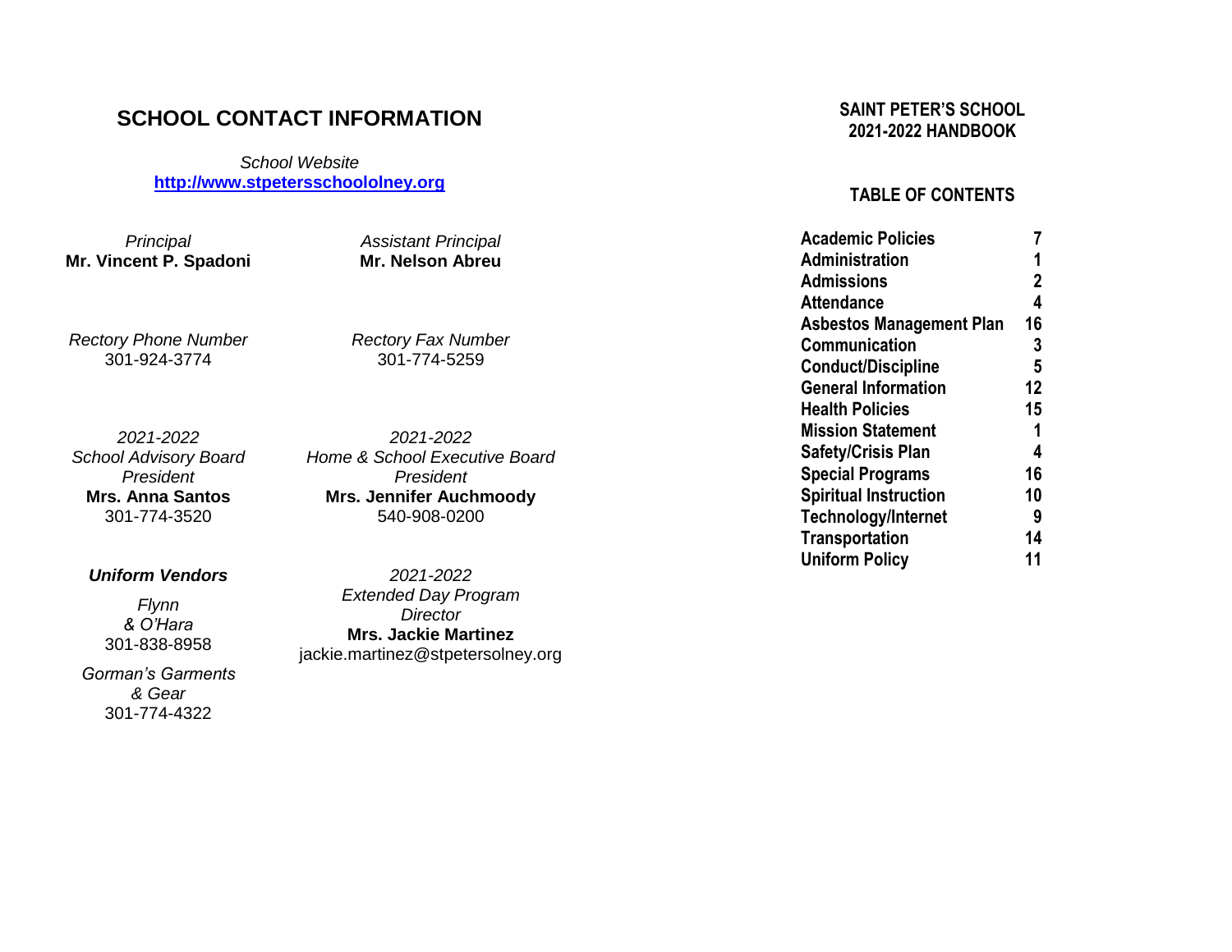# SCHOOL CONTACT INFORMATION

*School Website*
**[http://www.stpetersschoololney.org](http://www.stpetersschoololney.org)**

*Principal*
**Mr. Vincent P. Spadoni**

*Assistant Principal*
**Mr. Nelson Abreu**

*Rectory Phone Number*
301-924-3774

*Rectory Fax Number*
301-774-5259

*2021-2022*
*School Advisory Board*
*President*
**Mrs. Anna Santos**
301-774-3520

*2021-2022*
*Home & School Executive Board*
*President*
**Mrs. Jennifer Auchmoody**
540-908-0200

***Uniform Vendors***

*Flynn*
*& O'Hara*
301-838-8958

*Gorman's Garments*
*& Gear*
301-774-4322

*2021-2022*
*Extended Day Program*
*Director*
**Mrs. Jackie Martinez**
jackie.martinez@stpetersolney.org

## SAINT PETER'S SCHOOL
## 2021-2022 HANDBOOK

### TABLE OF CONTENTS

| | |
|---|---|
| **Academic Policies** | **7** |
| **Administration** | **1** |
| **Admissions** | **2** |
| **Attendance** | **4** |
| **Asbestos Management Plan** | **16** |
| **Communication** | **3** |
| **Conduct/Discipline** | **5** |
| **General Information** | **12** |
| **Health Policies** | **15** |
| **Mission Statement** | **1** |
| **Safety/Crisis Plan** | **4** |
| **Special Programs** | **16** |
| **Spiritual Instruction** | **10** |
| **Technology/Internet** | **9** |
| **Transportation** | **14** |
| **Uniform Policy** | **11** |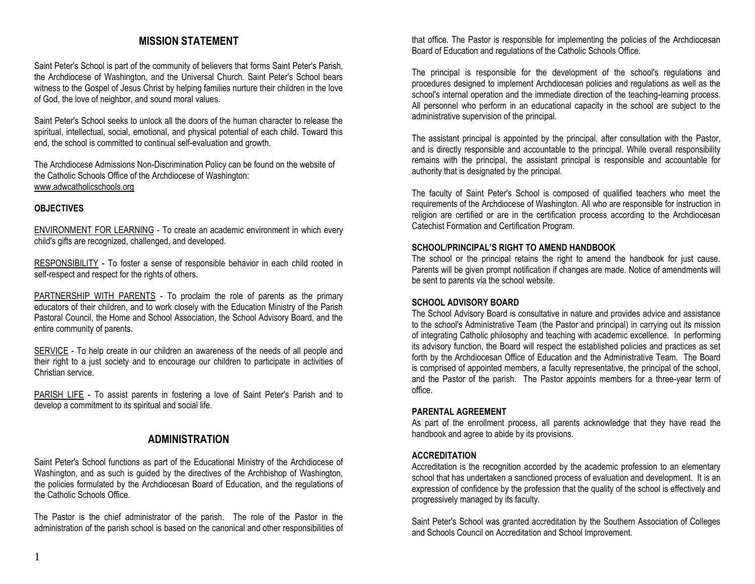## MISSION STATEMENT

Saint Peter's School is part of the community of believers that forms Saint Peter's Parish, the Archdiocese of Washington, and the Universal Church. Saint Peter's School bears witness to the Gospel of Jesus Christ by helping families nurture their children in the love of God, the love of neighbor, and sound moral values.

Saint Peter's School seeks to unlock all the doors of the human character to release the spiritual, intellectual, social, emotional, and physical potential of each child. Toward this end, the school is committed to continual self-evaluation and growth.

The Archdiocese Admissions Non-Discrimination Policy can be found on the website of the Catholic Schools Office of the Archdiocese of Washington: www.adwcatholicschools.org

### OBJECTIVES

ENVIRONMENT FOR LEARNING - To create an academic environment in which every child's gifts are recognized, challenged, and developed.

RESPONSIBILITY - To foster a sense of responsible behavior in each child rooted in self-respect and respect for the rights of others.

PARTNERSHIP WITH PARENTS - To proclaim the role of parents as the primary educators of their children, and to work closely with the Education Ministry of the Parish Pastoral Council, the Home and School Association, the School Advisory Board, and the entire community of parents.

SERVICE - To help create in our children an awareness of the needs of all people and their right to a just society and to encourage our children to participate in activities of Christian service.

PARISH LIFE - To assist parents in fostering a love of Saint Peter's Parish and to develop a commitment to its spiritual and social life.

## ADMINISTRATION

Saint Peter's School functions as part of the Educational Ministry of the Archdiocese of Washington, and as such is guided by the directives of the Archbishop of Washington, the policies formulated by the Archdiocesan Board of Education, and the regulations of the Catholic Schools Office.

The Pastor is the chief administrator of the parish. The role of the Pastor in the administration of the parish school is based on the canonical and other responsibilities of that office. The Pastor is responsible for implementing the policies of the Archdiocesan Board of Education and regulations of the Catholic Schools Office.

The principal is responsible for the development of the school's regulations and procedures designed to implement Archdiocesan policies and regulations as well as the school's internal operation and the immediate direction of the teaching-learning process. All personnel who perform in an educational capacity in the school are subject to the administrative supervision of the principal.

The assistant principal is appointed by the principal, after consultation with the Pastor, and is directly responsible and accountable to the principal. While overall responsibility remains with the principal, the assistant principal is responsible and accountable for authority that is designated by the principal.

The faculty of Saint Peter's School is composed of qualified teachers who meet the requirements of the Archdiocese of Washington. All who are responsible for instruction in religion are certified or are in the certification process according to the Archdiocesan Catechist Formation and Certification Program.

### SCHOOL/PRINCIPAL'S RIGHT TO AMEND HANDBOOK

The school or the principal retains the right to amend the handbook for just cause. Parents will be given prompt notification if changes are made. Notice of amendments will be sent to parents via the school website.

### SCHOOL ADVISORY BOARD

The School Advisory Board is consultative in nature and provides advice and assistance to the school's Administrative Team (the Pastor and principal) in carrying out its mission of integrating Catholic philosophy and teaching with academic excellence. In performing its advisory function, the Board will respect the established policies and practices as set forth by the Archdiocesan Office of Education and the Administrative Team. The Board is comprised of appointed members, a faculty representative, the principal of the school, and the Pastor of the parish. The Pastor appoints members for a three-year term of office.

### PARENTAL AGREEMENT

As part of the enrollment process, all parents acknowledge that they have read the handbook and agree to abide by its provisions.

### ACCREDITATION

Accreditation is the recognition accorded by the academic profession to an elementary school that has undertaken a sanctioned process of evaluation and development. It is an expression of confidence by the profession that the quality of the school is effectively and progressively managed by its faculty.

Saint Peter's School was granted accreditation by the Southern Association of Colleges and Schools Council on Accreditation and School Improvement.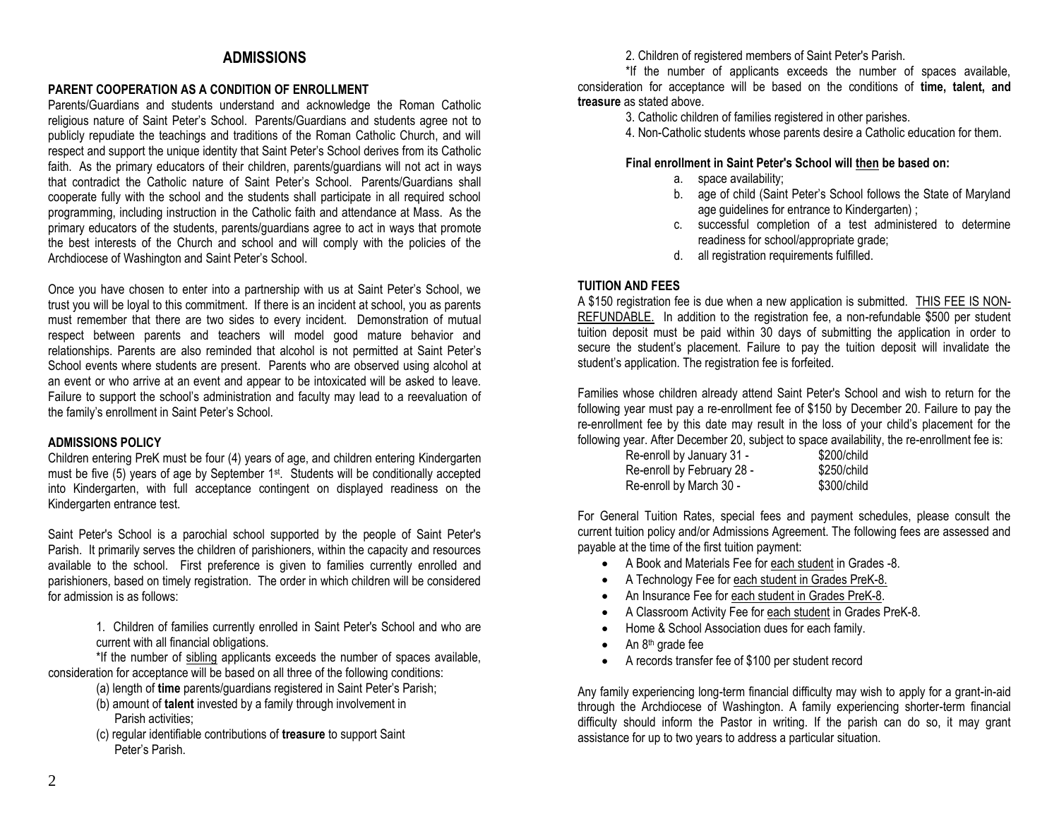# ADMISSIONS

## PARENT COOPERATION AS A CONDITION OF ENROLLMENT

Parents/Guardians and students understand and acknowledge the Roman Catholic religious nature of Saint Peter's School. Parents/Guardians and students agree not to publicly repudiate the teachings and traditions of the Roman Catholic Church, and will respect and support the unique identity that Saint Peter's School derives from its Catholic faith. As the primary educators of their children, parents/guardians will not act in ways that contradict the Catholic nature of Saint Peter's School. Parents/Guardians shall cooperate fully with the school and the students shall participate in all required school programming, including instruction in the Catholic faith and attendance at Mass. As the primary educators of the students, parents/guardians agree to act in ways that promote the best interests of the Church and school and will comply with the policies of the Archdiocese of Washington and Saint Peter's School.

Once you have chosen to enter into a partnership with us at Saint Peter's School, we trust you will be loyal to this commitment. If there is an incident at school, you as parents must remember that there are two sides to every incident. Demonstration of mutual respect between parents and teachers will model good mature behavior and relationships. Parents are also reminded that alcohol is not permitted at Saint Peter's School events where students are present. Parents who are observed using alcohol at an event or who arrive at an event and appear to be intoxicated will be asked to leave. Failure to support the school's administration and faculty may lead to a reevaluation of the family's enrollment in Saint Peter's School.

## ADMISSIONS POLICY

Children entering PreK must be four (4) years of age, and children entering Kindergarten must be five (5) years of age by September 1st. Students will be conditionally accepted into Kindergarten, with full acceptance contingent on displayed readiness on the Kindergarten entrance test.

Saint Peter's School is a parochial school supported by the people of Saint Peter's Parish. It primarily serves the children of parishioners, within the capacity and resources available to the school. First preference is given to families currently enrolled and parishioners, based on timely registration. The order in which children will be considered for admission is as follows:

1. Children of families currently enrolled in Saint Peter's School and who are current with all financial obligations.

\*If the number of sibling applicants exceeds the number of spaces available, consideration for acceptance will be based on all three of the following conditions:

(a) length of **time** parents/guardians registered in Saint Peter's Parish;
(b) amount of **talent** invested by a family through involvement in Parish activities;
(c) regular identifiable contributions of **treasure** to support Saint Peter's Parish.

2. Children of registered members of Saint Peter's Parish.

\*If the number of applicants exceeds the number of spaces available, consideration for acceptance will be based on the conditions of **time, talent, and treasure** as stated above.

3. Catholic children of families registered in other parishes.
4. Non-Catholic students whose parents desire a Catholic education for them.

**Final enrollment in Saint Peter's School will then be based on:**

a. space availability;
b. age of child (Saint Peter's School follows the State of Maryland age guidelines for entrance to Kindergarten) ;
c. successful completion of a test administered to determine readiness for school/appropriate grade;
d. all registration requirements fulfilled.

## TUITION AND FEES

A $150 registration fee is due when a new application is submitted. THIS FEE IS NON-REFUNDABLE. In addition to the registration fee, a non-refundable $500 per student tuition deposit must be paid within 30 days of submitting the application in order to secure the student's placement. Failure to pay the tuition deposit will invalidate the student's application. The registration fee is forfeited.

Families whose children already attend Saint Peter's School and wish to return for the following year must pay a re-enrollment fee of $150 by December 20. Failure to pay the re-enrollment fee by this date may result in the loss of your child's placement for the following year. After December 20, subject to space availability, the re-enrollment fee is:

| | |
|---|---|
| Re-enroll by January 31 - | $200/child |
| Re-enroll by February 28 - | $250/child |
| Re-enroll by March 30 - | $300/child |

For General Tuition Rates, special fees and payment schedules, please consult the current tuition policy and/or Admissions Agreement. The following fees are assessed and payable at the time of the first tuition payment:

- A Book and Materials Fee for each student in Grades -8.
- A Technology Fee for each student in Grades PreK-8.
- An Insurance Fee for each student in Grades PreK-8.
- A Classroom Activity Fee for each student in Grades PreK-8.
- Home & School Association dues for each family.
- An 8th grade fee
- A records transfer fee of $100 per student record

Any family experiencing long-term financial difficulty may wish to apply for a grant-in-aid through the Archdiocese of Washington. A family experiencing shorter-term financial difficulty should inform the Pastor in writing. If the parish can do so, it may grant assistance for up to two years to address a particular situation.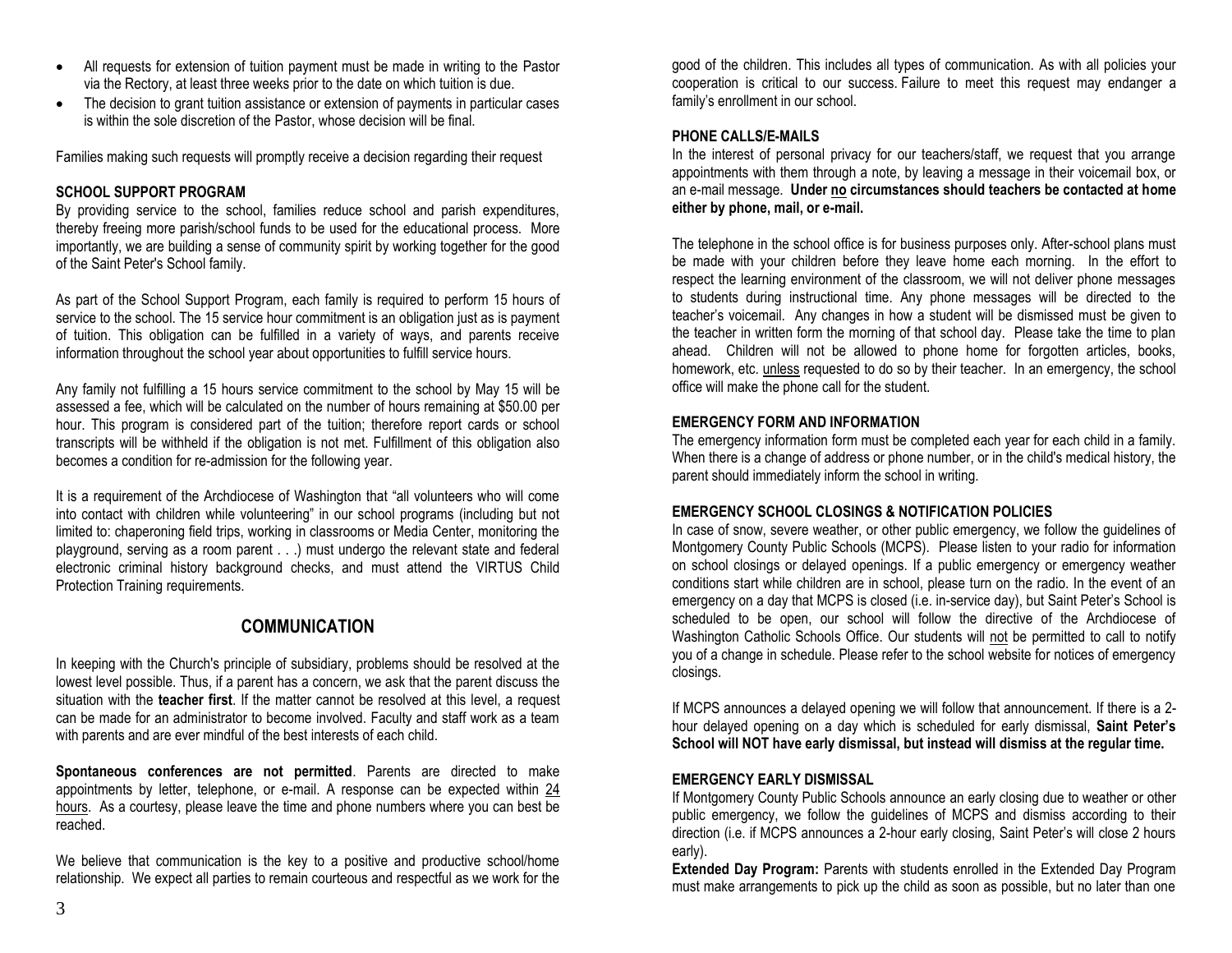- All requests for extension of tuition payment must be made in writing to the Pastor via the Rectory, at least three weeks prior to the date on which tuition is due.
- The decision to grant tuition assistance or extension of payments in particular cases is within the sole discretion of the Pastor, whose decision will be final.

Families making such requests will promptly receive a decision regarding their request

**SCHOOL SUPPORT PROGRAM**

By providing service to the school, families reduce school and parish expenditures, thereby freeing more parish/school funds to be used for the educational process. More importantly, we are building a sense of community spirit by working together for the good of the Saint Peter's School family.

As part of the School Support Program, each family is required to perform 15 hours of service to the school. The 15 service hour commitment is an obligation just as is payment of tuition. This obligation can be fulfilled in a variety of ways, and parents receive information throughout the school year about opportunities to fulfill service hours.

Any family not fulfilling a 15 hours service commitment to the school by May 15 will be assessed a fee, which will be calculated on the number of hours remaining at $50.00 per hour. This program is considered part of the tuition; therefore report cards or school transcripts will be withheld if the obligation is not met. Fulfillment of this obligation also becomes a condition for re-admission for the following year.

It is a requirement of the Archdiocese of Washington that "all volunteers who will come into contact with children while volunteering" in our school programs (including but not limited to: chaperoning field trips, working in classrooms or Media Center, monitoring the playground, serving as a room parent . . .) must undergo the relevant state and federal electronic criminal history background checks, and must attend the VIRTUS Child Protection Training requirements.

## COMMUNICATION

In keeping with the Church's principle of subsidiary, problems should be resolved at the lowest level possible. Thus, if a parent has a concern, we ask that the parent discuss the situation with the **teacher first**. If the matter cannot be resolved at this level, a request can be made for an administrator to become involved. Faculty and staff work as a team with parents and are ever mindful of the best interests of each child.

**Spontaneous conferences are not permitted**. Parents are directed to make appointments by letter, telephone, or e-mail. A response can be expected within 24 hours. As a courtesy, please leave the time and phone numbers where you can best be reached.

We believe that communication is the key to a positive and productive school/home relationship. We expect all parties to remain courteous and respectful as we work for the good of the children. This includes all types of communication. As with all policies your cooperation is critical to our success. Failure to meet this request may endanger a family's enrollment in our school.

**PHONE CALLS/E-MAILS**

In the interest of personal privacy for our teachers/staff, we request that you arrange appointments with them through a note, by leaving a message in their voicemail box, or an e-mail message. **Under no circumstances should teachers be contacted at home either by phone, mail, or e-mail.**

The telephone in the school office is for business purposes only. After-school plans must be made with your children before they leave home each morning. In the effort to respect the learning environment of the classroom, we will not deliver phone messages to students during instructional time. Any phone messages will be directed to the teacher's voicemail. Any changes in how a student will be dismissed must be given to the teacher in written form the morning of that school day. Please take the time to plan ahead. Children will not be allowed to phone home for forgotten articles, books, homework, etc. unless requested to do so by their teacher. In an emergency, the school office will make the phone call for the student.

**EMERGENCY FORM AND INFORMATION**

The emergency information form must be completed each year for each child in a family. When there is a change of address or phone number, or in the child's medical history, the parent should immediately inform the school in writing.

**EMERGENCY SCHOOL CLOSINGS & NOTIFICATION POLICIES**

In case of snow, severe weather, or other public emergency, we follow the guidelines of Montgomery County Public Schools (MCPS). Please listen to your radio for information on school closings or delayed openings. If a public emergency or emergency weather conditions start while children are in school, please turn on the radio. In the event of an emergency on a day that MCPS is closed (i.e. in-service day), but Saint Peter's School is scheduled to be open, our school will follow the directive of the Archdiocese of Washington Catholic Schools Office. Our students will not be permitted to call to notify you of a change in schedule. Please refer to the school website for notices of emergency closings.

If MCPS announces a delayed opening we will follow that announcement. If there is a 2-hour delayed opening on a day which is scheduled for early dismissal, **Saint Peter's School will NOT have early dismissal, but instead will dismiss at the regular time.**

**EMERGENCY EARLY DISMISSAL**

If Montgomery County Public Schools announce an early closing due to weather or other public emergency, we follow the guidelines of MCPS and dismiss according to their direction (i.e. if MCPS announces a 2-hour early closing, Saint Peter's will close 2 hours early).

**Extended Day Program:** Parents with students enrolled in the Extended Day Program must make arrangements to pick up the child as soon as possible, but no later than one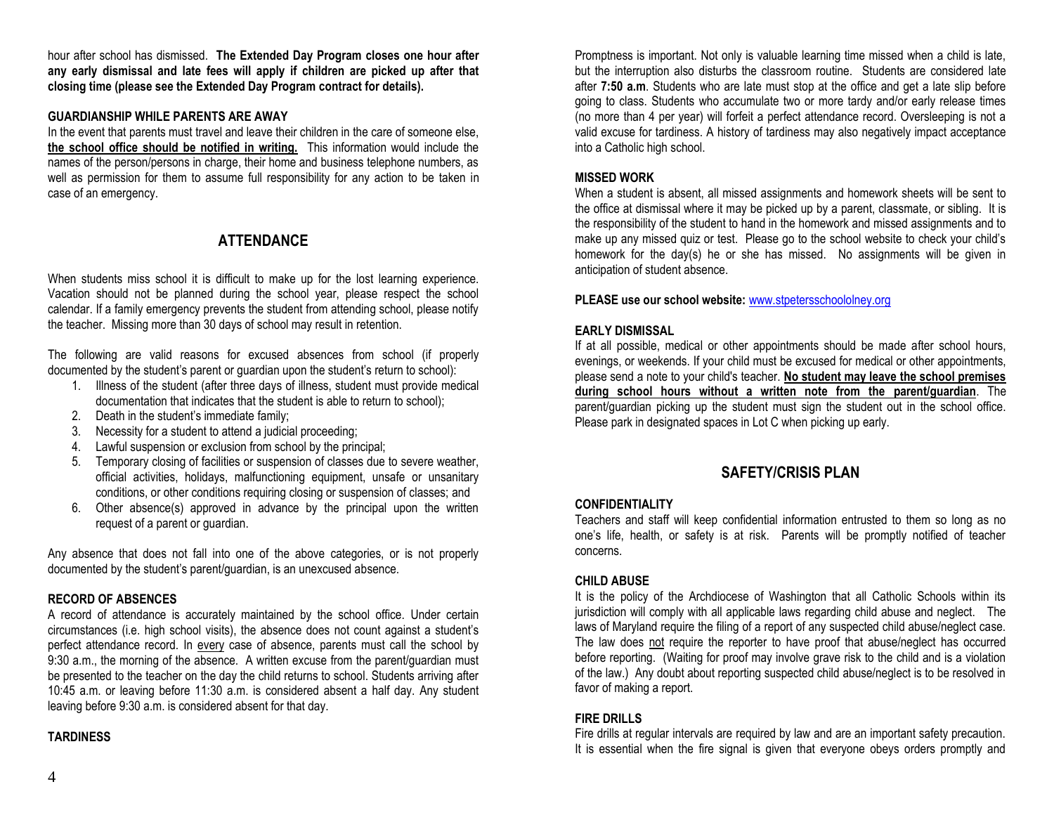hour after school has dismissed. **The Extended Day Program closes one hour after any early dismissal and late fees will apply if children are picked up after that closing time (please see the Extended Day Program contract for details).**

**GUARDIANSHIP WHILE PARENTS ARE AWAY**

In the event that parents must travel and leave their children in the care of someone else, **the school office should be notified in writing.** This information would include the names of the person/persons in charge, their home and business telephone numbers, as well as permission for them to assume full responsibility for any action to be taken in case of an emergency.

## ATTENDANCE

When students miss school it is difficult to make up for the lost learning experience. Vacation should not be planned during the school year, please respect the school calendar. If a family emergency prevents the student from attending school, please notify the teacher. Missing more than 30 days of school may result in retention.

The following are valid reasons for excused absences from school (if properly documented by the student's parent or guardian upon the student's return to school):

1. Illness of the student (after three days of illness, student must provide medical documentation that indicates that the student is able to return to school);
2. Death in the student's immediate family;
3. Necessity for a student to attend a judicial proceeding;
4. Lawful suspension or exclusion from school by the principal;
5. Temporary closing of facilities or suspension of classes due to severe weather, official activities, holidays, malfunctioning equipment, unsafe or unsanitary conditions, or other conditions requiring closing or suspension of classes; and
6. Other absence(s) approved in advance by the principal upon the written request of a parent or guardian.

Any absence that does not fall into one of the above categories, or is not properly documented by the student's parent/guardian, is an unexcused absence.

**RECORD OF ABSENCES**

A record of attendance is accurately maintained by the school office. Under certain circumstances (i.e. high school visits), the absence does not count against a student's perfect attendance record. In every case of absence, parents must call the school by 9:30 a.m., the morning of the absence. A written excuse from the parent/guardian must be presented to the teacher on the day the child returns to school. Students arriving after 10:45 a.m. or leaving before 11:30 a.m. is considered absent a half day. Any student leaving before 9:30 a.m. is considered absent for that day.

**TARDINESS**

Promptness is important. Not only is valuable learning time missed when a child is late, but the interruption also disturbs the classroom routine. Students are considered late after **7:50 a.m**. Students who are late must stop at the office and get a late slip before going to class. Students who accumulate two or more tardy and/or early release times (no more than 4 per year) will forfeit a perfect attendance record. Oversleeping is not a valid excuse for tardiness. A history of tardiness may also negatively impact acceptance into a Catholic high school.

**MISSED WORK**

When a student is absent, all missed assignments and homework sheets will be sent to the office at dismissal where it may be picked up by a parent, classmate, or sibling. It is the responsibility of the student to hand in the homework and missed assignments and to make up any missed quiz or test. Please go to the school website to check your child's homework for the day(s) he or she has missed. No assignments will be given in anticipation of student absence.

**PLEASE use our school website:** www.stpetersschoololney.org

**EARLY DISMISSAL**

If at all possible, medical or other appointments should be made after school hours, evenings, or weekends. If your child must be excused for medical or other appointments, please send a note to your child's teacher. **No student may leave the school premises during school hours without a written note from the parent/guardian**. The parent/guardian picking up the student must sign the student out in the school office. Please park in designated spaces in Lot C when picking up early.

## SAFETY/CRISIS PLAN

**CONFIDENTIALITY**

Teachers and staff will keep confidential information entrusted to them so long as no one's life, health, or safety is at risk. Parents will be promptly notified of teacher concerns.

**CHILD ABUSE**

It is the policy of the Archdiocese of Washington that all Catholic Schools within its jurisdiction will comply with all applicable laws regarding child abuse and neglect. The laws of Maryland require the filing of a report of any suspected child abuse/neglect case. The law does not require the reporter to have proof that abuse/neglect has occurred before reporting. (Waiting for proof may involve grave risk to the child and is a violation of the law.) Any doubt about reporting suspected child abuse/neglect is to be resolved in favor of making a report.

**FIRE DRILLS**

Fire drills at regular intervals are required by law and are an important safety precaution. It is essential when the fire signal is given that everyone obeys orders promptly and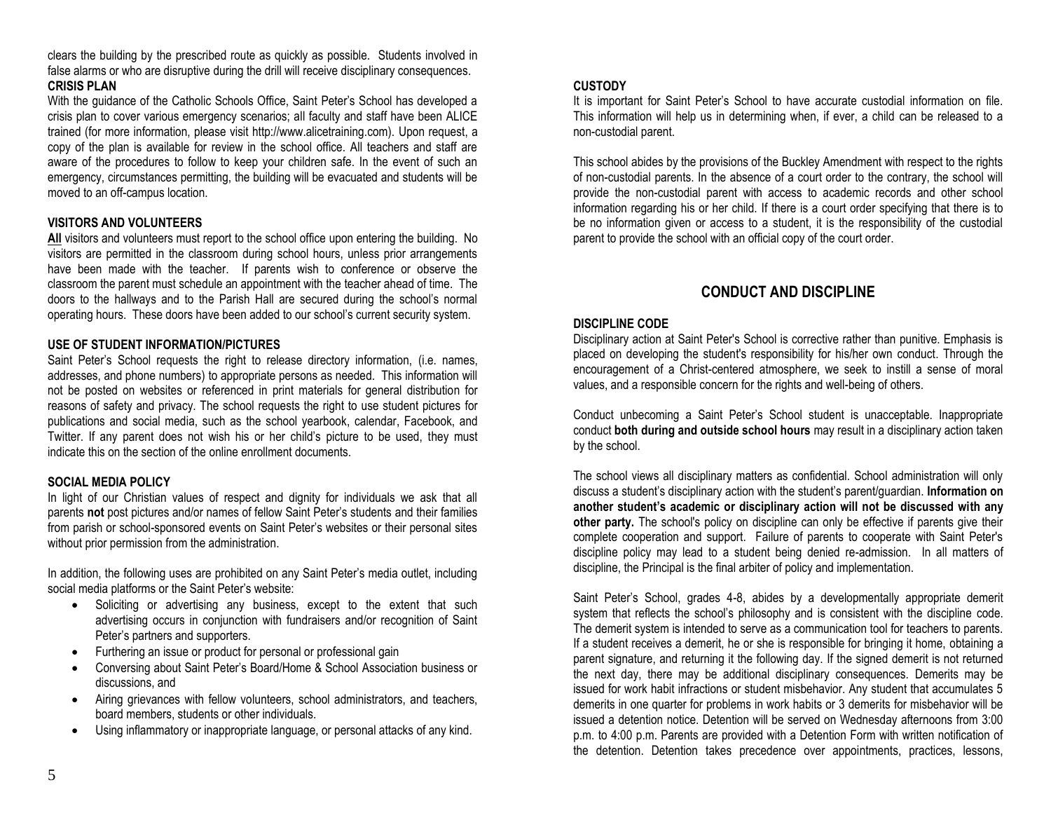clears the building by the prescribed route as quickly as possible. Students involved in false alarms or who are disruptive during the drill will receive disciplinary consequences.

**CRISIS PLAN**

With the guidance of the Catholic Schools Office, Saint Peter's School has developed a crisis plan to cover various emergency scenarios; all faculty and staff have been ALICE trained (for more information, please visit http://www.alicetraining.com). Upon request, a copy of the plan is available for review in the school office. All teachers and staff are aware of the procedures to follow to keep your children safe. In the event of such an emergency, circumstances permitting, the building will be evacuated and students will be moved to an off-campus location.

**VISITORS AND VOLUNTEERS**

**All** visitors and volunteers must report to the school office upon entering the building. No visitors are permitted in the classroom during school hours, unless prior arrangements have been made with the teacher. If parents wish to conference or observe the classroom the parent must schedule an appointment with the teacher ahead of time. The doors to the hallways and to the Parish Hall are secured during the school's normal operating hours. These doors have been added to our school's current security system.

**USE OF STUDENT INFORMATION/PICTURES**

Saint Peter's School requests the right to release directory information, (i.e. names, addresses, and phone numbers) to appropriate persons as needed. This information will not be posted on websites or referenced in print materials for general distribution for reasons of safety and privacy. The school requests the right to use student pictures for publications and social media, such as the school yearbook, calendar, Facebook, and Twitter. If any parent does not wish his or her child's picture to be used, they must indicate this on the section of the online enrollment documents.

**SOCIAL MEDIA POLICY**

In light of our Christian values of respect and dignity for individuals we ask that all parents **not** post pictures and/or names of fellow Saint Peter's students and their families from parish or school-sponsored events on Saint Peter's websites or their personal sites without prior permission from the administration.

In addition, the following uses are prohibited on any Saint Peter's media outlet, including social media platforms or the Saint Peter's website:

- Soliciting or advertising any business, except to the extent that such advertising occurs in conjunction with fundraisers and/or recognition of Saint Peter's partners and supporters.
- Furthering an issue or product for personal or professional gain
- Conversing about Saint Peter's Board/Home & School Association business or discussions, and
- Airing grievances with fellow volunteers, school administrators, and teachers, board members, students or other individuals.
- Using inflammatory or inappropriate language, or personal attacks of any kind.

**CUSTODY**

It is important for Saint Peter's School to have accurate custodial information on file. This information will help us in determining when, if ever, a child can be released to a non-custodial parent.

This school abides by the provisions of the Buckley Amendment with respect to the rights of non-custodial parents. In the absence of a court order to the contrary, the school will provide the non-custodial parent with access to academic records and other school information regarding his or her child. If there is a court order specifying that there is to be no information given or access to a student, it is the responsibility of the custodial parent to provide the school with an official copy of the court order.

## CONDUCT AND DISCIPLINE

**DISCIPLINE CODE**

Disciplinary action at Saint Peter's School is corrective rather than punitive. Emphasis is placed on developing the student's responsibility for his/her own conduct. Through the encouragement of a Christ-centered atmosphere, we seek to instill a sense of moral values, and a responsible concern for the rights and well-being of others.

Conduct unbecoming a Saint Peter's School student is unacceptable. Inappropriate conduct **both during and outside school hours** may result in a disciplinary action taken by the school.

The school views all disciplinary matters as confidential. School administration will only discuss a student's disciplinary action with the student's parent/guardian. **Information on another student's academic or disciplinary action will not be discussed with any other party.** The school's policy on discipline can only be effective if parents give their complete cooperation and support. Failure of parents to cooperate with Saint Peter's discipline policy may lead to a student being denied re-admission. In all matters of discipline, the Principal is the final arbiter of policy and implementation.

Saint Peter's School, grades 4-8, abides by a developmentally appropriate demerit system that reflects the school's philosophy and is consistent with the discipline code. The demerit system is intended to serve as a communication tool for teachers to parents. If a student receives a demerit, he or she is responsible for bringing it home, obtaining a parent signature, and returning it the following day. If the signed demerit is not returned the next day, there may be additional disciplinary consequences. Demerits may be issued for work habit infractions or student misbehavior. Any student that accumulates 5 demerits in one quarter for problems in work habits or 3 demerits for misbehavior will be issued a detention notice. Detention will be served on Wednesday afternoons from 3:00 p.m. to 4:00 p.m. Parents are provided with a Detention Form with written notification of the detention. Detention takes precedence over appointments, practices, lessons,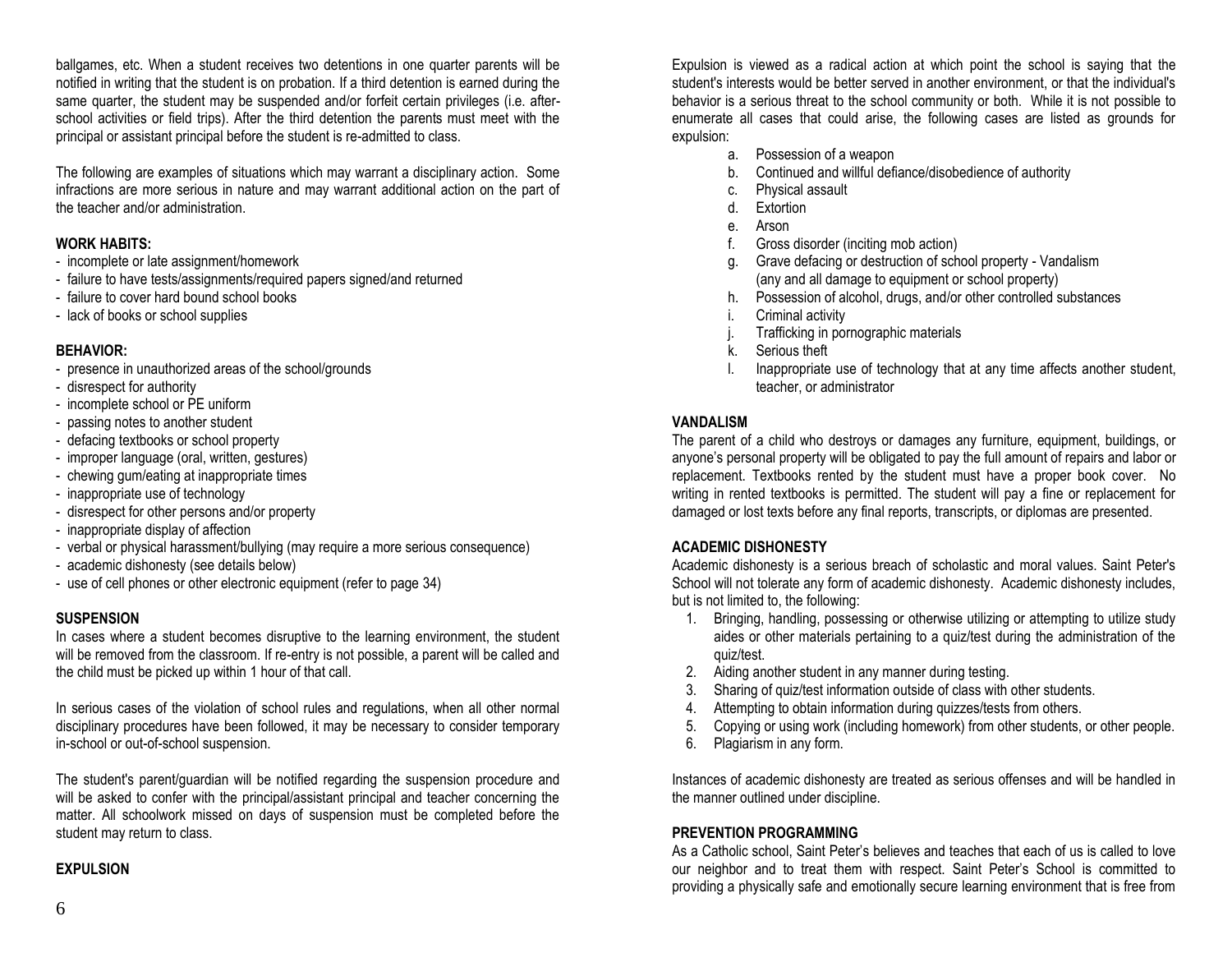ballgames, etc. When a student receives two detentions in one quarter parents will be notified in writing that the student is on probation. If a third detention is earned during the same quarter, the student may be suspended and/or forfeit certain privileges (i.e. after-school activities or field trips). After the third detention the parents must meet with the principal or assistant principal before the student is re-admitted to class.

The following are examples of situations which may warrant a disciplinary action. Some infractions are more serious in nature and may warrant additional action on the part of the teacher and/or administration.

**WORK HABITS:**

- incomplete or late assignment/homework
- failure to have tests/assignments/required papers signed/and returned
- failure to cover hard bound school books
- lack of books or school supplies

**BEHAVIOR:**

- presence in unauthorized areas of the school/grounds
- disrespect for authority
- incomplete school or PE uniform
- passing notes to another student
- defacing textbooks or school property
- improper language (oral, written, gestures)
- chewing gum/eating at inappropriate times
- inappropriate use of technology
- disrespect for other persons and/or property
- inappropriate display of affection
- verbal or physical harassment/bullying (may require a more serious consequence)
- academic dishonesty (see details below)
- use of cell phones or other electronic equipment (refer to page 34)

**SUSPENSION**

In cases where a student becomes disruptive to the learning environment, the student will be removed from the classroom. If re-entry is not possible, a parent will be called and the child must be picked up within 1 hour of that call.

In serious cases of the violation of school rules and regulations, when all other normal disciplinary procedures have been followed, it may be necessary to consider temporary in-school or out-of-school suspension.

The student's parent/guardian will be notified regarding the suspension procedure and will be asked to confer with the principal/assistant principal and teacher concerning the matter. All schoolwork missed on days of suspension must be completed before the student may return to class.

**EXPULSION**

Expulsion is viewed as a radical action at which point the school is saying that the student's interests would be better served in another environment, or that the individual's behavior is a serious threat to the school community or both. While it is not possible to enumerate all cases that could arise, the following cases are listed as grounds for expulsion:

a. Possession of a weapon
b. Continued and willful defiance/disobedience of authority
c. Physical assault
d. Extortion
e. Arson
f. Gross disorder (inciting mob action)
g. Grave defacing or destruction of school property - Vandalism (any and all damage to equipment or school property)
h. Possession of alcohol, drugs, and/or other controlled substances
i. Criminal activity
j. Trafficking in pornographic materials
k. Serious theft
l. Inappropriate use of technology that at any time affects another student, teacher, or administrator

**VANDALISM**

The parent of a child who destroys or damages any furniture, equipment, buildings, or anyone's personal property will be obligated to pay the full amount of repairs and labor or replacement. Textbooks rented by the student must have a proper book cover. No writing in rented textbooks is permitted. The student will pay a fine or replacement for damaged or lost texts before any final reports, transcripts, or diplomas are presented.

**ACADEMIC DISHONESTY**

Academic dishonesty is a serious breach of scholastic and moral values. Saint Peter's School will not tolerate any form of academic dishonesty. Academic dishonesty includes, but is not limited to, the following:

1. Bringing, handling, possessing or otherwise utilizing or attempting to utilize study aides or other materials pertaining to a quiz/test during the administration of the quiz/test.
2. Aiding another student in any manner during testing.
3. Sharing of quiz/test information outside of class with other students.
4. Attempting to obtain information during quizzes/tests from others.
5. Copying or using work (including homework) from other students, or other people.
6. Plagiarism in any form.

Instances of academic dishonesty are treated as serious offenses and will be handled in the manner outlined under discipline.

**PREVENTION PROGRAMMING**

As a Catholic school, Saint Peter's believes and teaches that each of us is called to love our neighbor and to treat them with respect. Saint Peter's School is committed to providing a physically safe and emotionally secure learning environment that is free from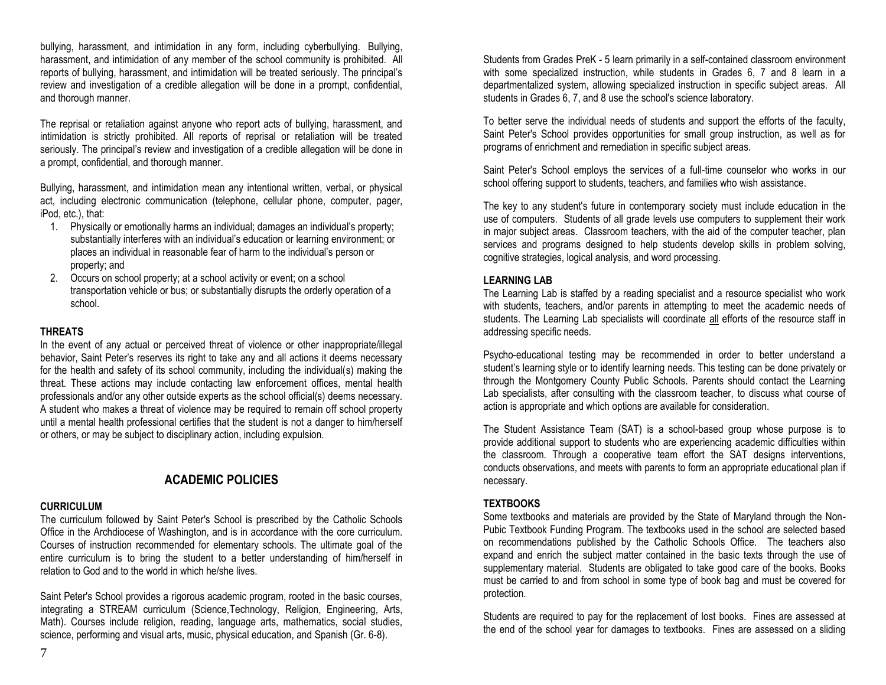bullying, harassment, and intimidation in any form, including cyberbullying. Bullying, harassment, and intimidation of any member of the school community is prohibited. All reports of bullying, harassment, and intimidation will be treated seriously. The principal's review and investigation of a credible allegation will be done in a prompt, confidential, and thorough manner.

The reprisal or retaliation against anyone who report acts of bullying, harassment, and intimidation is strictly prohibited. All reports of reprisal or retaliation will be treated seriously. The principal's review and investigation of a credible allegation will be done in a prompt, confidential, and thorough manner.

Bullying, harassment, and intimidation mean any intentional written, verbal, or physical act, including electronic communication (telephone, cellular phone, computer, pager, iPod, etc.), that:

1. Physically or emotionally harms an individual; damages an individual's property; substantially interferes with an individual's education or learning environment; or places an individual in reasonable fear of harm to the individual's person or property; and
2. Occurs on school property; at a school activity or event; on a school transportation vehicle or bus; or substantially disrupts the orderly operation of a school.

**THREATS**

In the event of any actual or perceived threat of violence or other inappropriate/illegal behavior, Saint Peter's reserves its right to take any and all actions it deems necessary for the health and safety of its school community, including the individual(s) making the threat. These actions may include contacting law enforcement offices, mental health professionals and/or any other outside experts as the school official(s) deems necessary. A student who makes a threat of violence may be required to remain off school property until a mental health professional certifies that the student is not a danger to him/herself or others, or may be subject to disciplinary action, including expulsion.

## ACADEMIC POLICIES

**CURRICULUM**

The curriculum followed by Saint Peter's School is prescribed by the Catholic Schools Office in the Archdiocese of Washington, and is in accordance with the core curriculum. Courses of instruction recommended for elementary schools. The ultimate goal of the entire curriculum is to bring the student to a better understanding of him/herself in relation to God and to the world in which he/she lives.

Saint Peter's School provides a rigorous academic program, rooted in the basic courses, integrating a STREAM curriculum (Science,Technology, Religion, Engineering, Arts, Math). Courses include religion, reading, language arts, mathematics, social studies, science, performing and visual arts, music, physical education, and Spanish (Gr. 6-8).

Students from Grades PreK - 5 learn primarily in a self-contained classroom environment with some specialized instruction, while students in Grades 6, 7 and 8 learn in a departmentalized system, allowing specialized instruction in specific subject areas. All students in Grades 6, 7, and 8 use the school's science laboratory.

To better serve the individual needs of students and support the efforts of the faculty, Saint Peter's School provides opportunities for small group instruction, as well as for programs of enrichment and remediation in specific subject areas.

Saint Peter's School employs the services of a full-time counselor who works in our school offering support to students, teachers, and families who wish assistance.

The key to any student's future in contemporary society must include education in the use of computers. Students of all grade levels use computers to supplement their work in major subject areas. Classroom teachers, with the aid of the computer teacher, plan services and programs designed to help students develop skills in problem solving, cognitive strategies, logical analysis, and word processing.

**LEARNING LAB**

The Learning Lab is staffed by a reading specialist and a resource specialist who work with students, teachers, and/or parents in attempting to meet the academic needs of students. The Learning Lab specialists will coordinate all efforts of the resource staff in addressing specific needs.

Psycho-educational testing may be recommended in order to better understand a student's learning style or to identify learning needs. This testing can be done privately or through the Montgomery County Public Schools. Parents should contact the Learning Lab specialists, after consulting with the classroom teacher, to discuss what course of action is appropriate and which options are available for consideration.

The Student Assistance Team (SAT) is a school-based group whose purpose is to provide additional support to students who are experiencing academic difficulties within the classroom. Through a cooperative team effort the SAT designs interventions, conducts observations, and meets with parents to form an appropriate educational plan if necessary.

**TEXTBOOKS**

Some textbooks and materials are provided by the State of Maryland through the Non-Pubic Textbook Funding Program. The textbooks used in the school are selected based on recommendations published by the Catholic Schools Office. The teachers also expand and enrich the subject matter contained in the basic texts through the use of supplementary material. Students are obligated to take good care of the books. Books must be carried to and from school in some type of book bag and must be covered for protection.

Students are required to pay for the replacement of lost books. Fines are assessed at the end of the school year for damages to textbooks. Fines are assessed on a sliding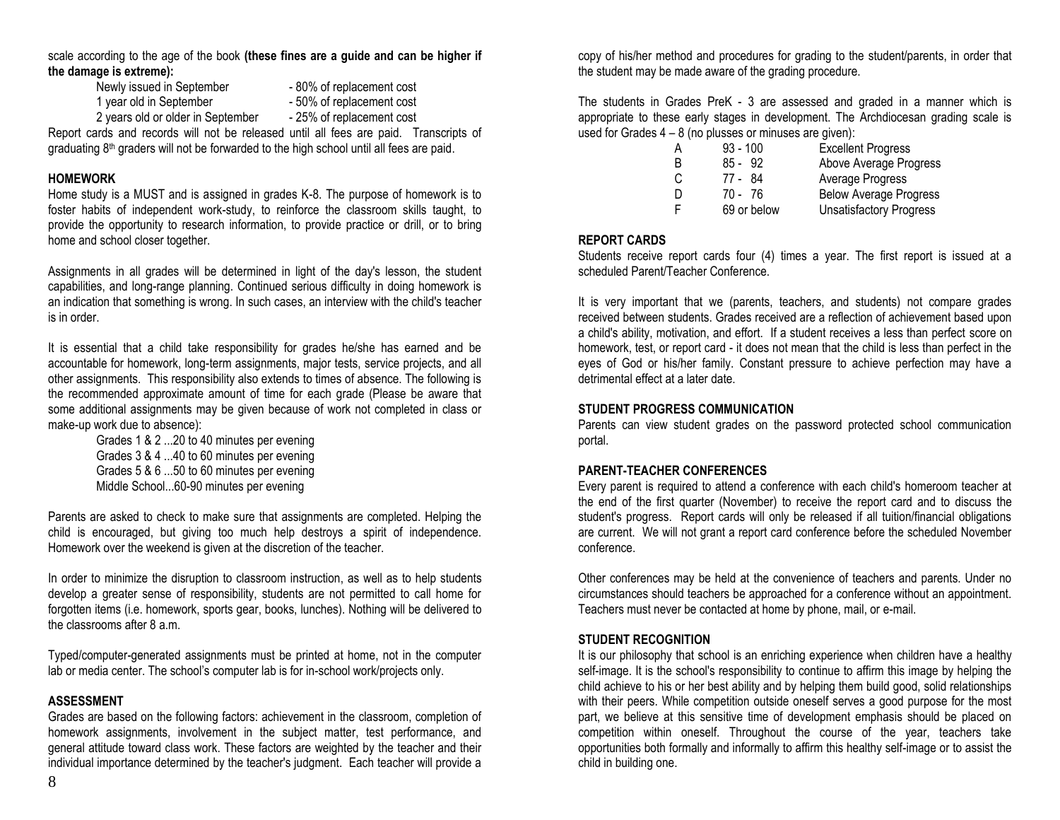scale according to the age of the book **(these fines are a guide and can be higher if the damage is extreme):**

| | |
|---|---|
| Newly issued in September | - 80% of replacement cost |
| 1 year old in September | - 50% of replacement cost |
| 2 years old or older in September | - 25% of replacement cost |

Report cards and records will not be released until all fees are paid. Transcripts of graduating 8th graders will not be forwarded to the high school until all fees are paid.

## HOMEWORK

Home study is a MUST and is assigned in grades K-8. The purpose of homework is to foster habits of independent work-study, to reinforce the classroom skills taught, to provide the opportunity to research information, to provide practice or drill, or to bring home and school closer together.

Assignments in all grades will be determined in light of the day's lesson, the student capabilities, and long-range planning. Continued serious difficulty in doing homework is an indication that something is wrong. In such cases, an interview with the child's teacher is in order.

It is essential that a child take responsibility for grades he/she has earned and be accountable for homework, long-term assignments, major tests, service projects, and all other assignments. This responsibility also extends to times of absence. The following is the recommended approximate amount of time for each grade (Please be aware that some additional assignments may be given because of work not completed in class or make-up work due to absence):

Grades 1 & 2 ...20 to 40 minutes per evening
Grades 3 & 4 ...40 to 60 minutes per evening
Grades 5 & 6 ...50 to 60 minutes per evening
Middle School...60-90 minutes per evening

Parents are asked to check to make sure that assignments are completed. Helping the child is encouraged, but giving too much help destroys a spirit of independence. Homework over the weekend is given at the discretion of the teacher.

In order to minimize the disruption to classroom instruction, as well as to help students develop a greater sense of responsibility, students are not permitted to call home for forgotten items (i.e. homework, sports gear, books, lunches). Nothing will be delivered to the classrooms after 8 a.m.

Typed/computer-generated assignments must be printed at home, not in the computer lab or media center. The school's computer lab is for in-school work/projects only.

## ASSESSMENT

Grades are based on the following factors: achievement in the classroom, completion of homework assignments, involvement in the subject matter, test performance, and general attitude toward class work. These factors are weighted by the teacher and their individual importance determined by the teacher's judgment. Each teacher will provide a copy of his/her method and procedures for grading to the student/parents, in order that the student may be made aware of the grading procedure.

The students in Grades PreK - 3 are assessed and graded in a manner which is appropriate to these early stages in development. The Archdiocesan grading scale is used for Grades 4 – 8 (no plusses or minuses are given):

| | | |
|---|---|---|
| A | 93 - 100 | Excellent Progress |
| B | 85 - 92 | Above Average Progress |
| C | 77 - 84 | Average Progress |
| D | 70 - 76 | Below Average Progress |
| F | 69 or below | Unsatisfactory Progress |

## REPORT CARDS

Students receive report cards four (4) times a year. The first report is issued at a scheduled Parent/Teacher Conference.

It is very important that we (parents, teachers, and students) not compare grades received between students. Grades received are a reflection of achievement based upon a child's ability, motivation, and effort. If a student receives a less than perfect score on homework, test, or report card - it does not mean that the child is less than perfect in the eyes of God or his/her family. Constant pressure to achieve perfection may have a detrimental effect at a later date.

## STUDENT PROGRESS COMMUNICATION

Parents can view student grades on the password protected school communication portal.

## PARENT-TEACHER CONFERENCES

Every parent is required to attend a conference with each child's homeroom teacher at the end of the first quarter (November) to receive the report card and to discuss the student's progress. Report cards will only be released if all tuition/financial obligations are current. We will not grant a report card conference before the scheduled November conference.

Other conferences may be held at the convenience of teachers and parents. Under no circumstances should teachers be approached for a conference without an appointment. Teachers must never be contacted at home by phone, mail, or e-mail.

## STUDENT RECOGNITION

It is our philosophy that school is an enriching experience when children have a healthy self-image. It is the school's responsibility to continue to affirm this image by helping the child achieve to his or her best ability and by helping them build good, solid relationships with their peers. While competition outside oneself serves a good purpose for the most part, we believe at this sensitive time of development emphasis should be placed on competition within oneself. Throughout the course of the year, teachers take opportunities both formally and informally to affirm this healthy self-image or to assist the child in building one.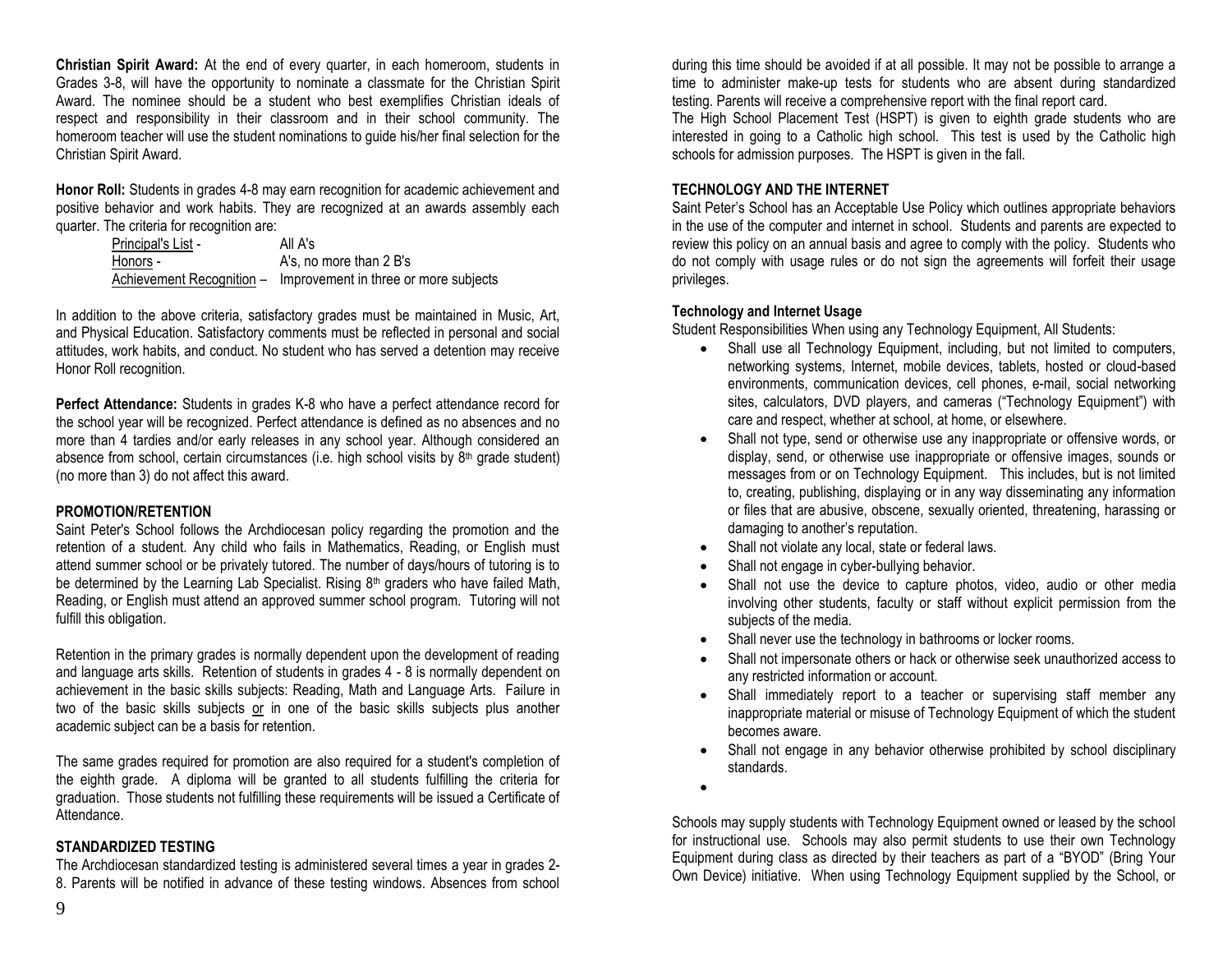**Christian Spirit Award:** At the end of every quarter, in each homeroom, students in Grades 3-8, will have the opportunity to nominate a classmate for the Christian Spirit Award. The nominee should be a student who best exemplifies Christian ideals of respect and responsibility in their classroom and in their school community. The homeroom teacher will use the student nominations to guide his/her final selection for the Christian Spirit Award.

**Honor Roll:** Students in grades 4-8 may earn recognition for academic achievement and positive behavior and work habits. They are recognized at an awards assembly each quarter. The criteria for recognition are:

| | |
|---|---|
| Principal's List - | All A's |
| Honors - | A's, no more than 2 B's |
| Achievement Recognition – | Improvement in three or more subjects |

In addition to the above criteria, satisfactory grades must be maintained in Music, Art, and Physical Education. Satisfactory comments must be reflected in personal and social attitudes, work habits, and conduct. No student who has served a detention may receive Honor Roll recognition.

**Perfect Attendance:** Students in grades K-8 who have a perfect attendance record for the school year will be recognized. Perfect attendance is defined as no absences and no more than 4 tardies and/or early releases in any school year. Although considered an absence from school, certain circumstances (i.e. high school visits by 8th grade student) (no more than 3) do not affect this award.

**PROMOTION/RETENTION**

Saint Peter's School follows the Archdiocesan policy regarding the promotion and the retention of a student. Any child who fails in Mathematics, Reading, or English must attend summer school or be privately tutored. The number of days/hours of tutoring is to be determined by the Learning Lab Specialist. Rising 8th graders who have failed Math, Reading, or English must attend an approved summer school program. Tutoring will not fulfill this obligation.

Retention in the primary grades is normally dependent upon the development of reading and language arts skills. Retention of students in grades 4 - 8 is normally dependent on achievement in the basic skills subjects: Reading, Math and Language Arts. Failure in two of the basic skills subjects or in one of the basic skills subjects plus another academic subject can be a basis for retention.

The same grades required for promotion are also required for a student's completion of the eighth grade. A diploma will be granted to all students fulfilling the criteria for graduation. Those students not fulfilling these requirements will be issued a Certificate of Attendance.

**STANDARDIZED TESTING**

The Archdiocesan standardized testing is administered several times a year in grades 2-8. Parents will be notified in advance of these testing windows. Absences from school during this time should be avoided if at all possible. It may not be possible to arrange a time to administer make-up tests for students who are absent during standardized testing. Parents will receive a comprehensive report with the final report card.

The High School Placement Test (HSPT) is given to eighth grade students who are interested in going to a Catholic high school. This test is used by the Catholic high schools for admission purposes. The HSPT is given in the fall.

**TECHNOLOGY AND THE INTERNET**

Saint Peter's School has an Acceptable Use Policy which outlines appropriate behaviors in the use of the computer and internet in school. Students and parents are expected to review this policy on an annual basis and agree to comply with the policy. Students who do not comply with usage rules or do not sign the agreements will forfeit their usage privileges.

**Technology and Internet Usage**

Student Responsibilities When using any Technology Equipment, All Students:

- Shall use all Technology Equipment, including, but not limited to computers, networking systems, Internet, mobile devices, tablets, hosted or cloud-based environments, communication devices, cell phones, e-mail, social networking sites, calculators, DVD players, and cameras ("Technology Equipment") with care and respect, whether at school, at home, or elsewhere.
- Shall not type, send or otherwise use any inappropriate or offensive words, or display, send, or otherwise use inappropriate or offensive images, sounds or messages from or on Technology Equipment. This includes, but is not limited to, creating, publishing, displaying or in any way disseminating any information or files that are abusive, obscene, sexually oriented, threatening, harassing or damaging to another's reputation.
- Shall not violate any local, state or federal laws.
- Shall not engage in cyber-bullying behavior.
- Shall not use the device to capture photos, video, audio or other media involving other students, faculty or staff without explicit permission from the subjects of the media.
- Shall never use the technology in bathrooms or locker rooms.
- Shall not impersonate others or hack or otherwise seek unauthorized access to any restricted information or account.
- Shall immediately report to a teacher or supervising staff member any inappropriate material or misuse of Technology Equipment of which the student becomes aware.
- Shall not engage in any behavior otherwise prohibited by school disciplinary standards.

Schools may supply students with Technology Equipment owned or leased by the school for instructional use. Schools may also permit students to use their own Technology Equipment during class as directed by their teachers as part of a "BYOD" (Bring Your Own Device) initiative. When using Technology Equipment supplied by the School, or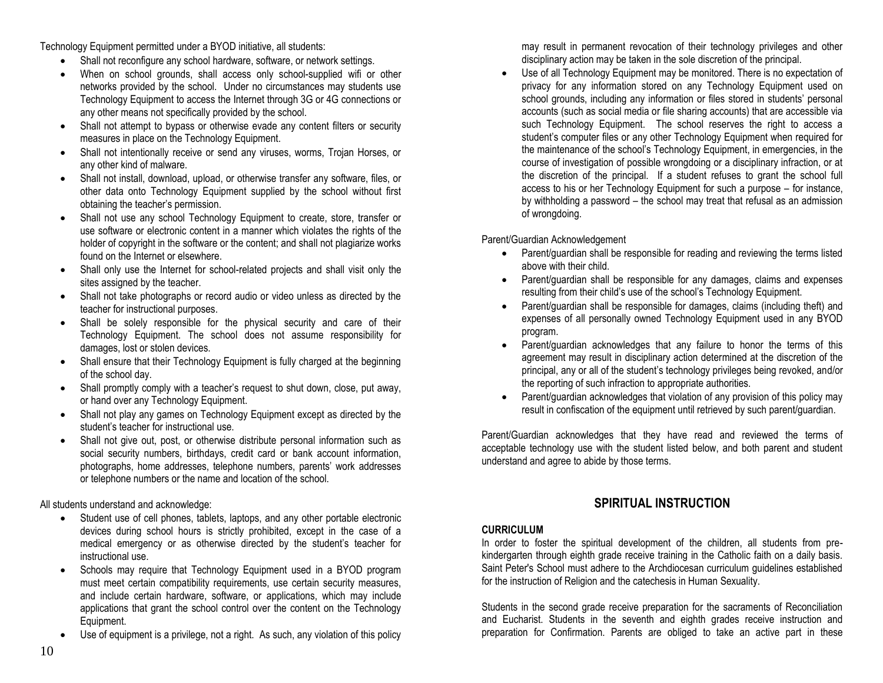Technology Equipment permitted under a BYOD initiative, all students:

- Shall not reconfigure any school hardware, software, or network settings.
- When on school grounds, shall access only school-supplied wifi or other networks provided by the school. Under no circumstances may students use Technology Equipment to access the Internet through 3G or 4G connections or any other means not specifically provided by the school.
- Shall not attempt to bypass or otherwise evade any content filters or security measures in place on the Technology Equipment.
- Shall not intentionally receive or send any viruses, worms, Trojan Horses, or any other kind of malware.
- Shall not install, download, upload, or otherwise transfer any software, files, or other data onto Technology Equipment supplied by the school without first obtaining the teacher's permission.
- Shall not use any school Technology Equipment to create, store, transfer or use software or electronic content in a manner which violates the rights of the holder of copyright in the software or the content; and shall not plagiarize works found on the Internet or elsewhere.
- Shall only use the Internet for school-related projects and shall visit only the sites assigned by the teacher.
- Shall not take photographs or record audio or video unless as directed by the teacher for instructional purposes.
- Shall be solely responsible for the physical security and care of their Technology Equipment. The school does not assume responsibility for damages, lost or stolen devices.
- Shall ensure that their Technology Equipment is fully charged at the beginning of the school day.
- Shall promptly comply with a teacher's request to shut down, close, put away, or hand over any Technology Equipment.
- Shall not play any games on Technology Equipment except as directed by the student's teacher for instructional use.
- Shall not give out, post, or otherwise distribute personal information such as social security numbers, birthdays, credit card or bank account information, photographs, home addresses, telephone numbers, parents' work addresses or telephone numbers or the name and location of the school.

All students understand and acknowledge:

- Student use of cell phones, tablets, laptops, and any other portable electronic devices during school hours is strictly prohibited, except in the case of a medical emergency or as otherwise directed by the student's teacher for instructional use.
- Schools may require that Technology Equipment used in a BYOD program must meet certain compatibility requirements, use certain security measures, and include certain hardware, software, or applications, which may include applications that grant the school control over the content on the Technology Equipment.
- Use of equipment is a privilege, not a right. As such, any violation of this policy may result in permanent revocation of their technology privileges and other disciplinary action may be taken in the sole discretion of the principal.
- Use of all Technology Equipment may be monitored. There is no expectation of privacy for any information stored on any Technology Equipment used on school grounds, including any information or files stored in students' personal accounts (such as social media or file sharing accounts) that are accessible via such Technology Equipment. The school reserves the right to access a student's computer files or any other Technology Equipment when required for the maintenance of the school's Technology Equipment, in emergencies, in the course of investigation of possible wrongdoing or a disciplinary infraction, or at the discretion of the principal. If a student refuses to grant the school full access to his or her Technology Equipment for such a purpose – for instance, by withholding a password – the school may treat that refusal as an admission of wrongdoing.

Parent/Guardian Acknowledgement

- Parent/guardian shall be responsible for reading and reviewing the terms listed above with their child.
- Parent/guardian shall be responsible for any damages, claims and expenses resulting from their child's use of the school's Technology Equipment.
- Parent/guardian shall be responsible for damages, claims (including theft) and expenses of all personally owned Technology Equipment used in any BYOD program.
- Parent/guardian acknowledges that any failure to honor the terms of this agreement may result in disciplinary action determined at the discretion of the principal, any or all of the student's technology privileges being revoked, and/or the reporting of such infraction to appropriate authorities.
- Parent/guardian acknowledges that violation of any provision of this policy may result in confiscation of the equipment until retrieved by such parent/guardian.

Parent/Guardian acknowledges that they have read and reviewed the terms of acceptable technology use with the student listed below, and both parent and student understand and agree to abide by those terms.

## SPIRITUAL INSTRUCTION

### CURRICULUM

In order to foster the spiritual development of the children, all students from pre-kindergarten through eighth grade receive training in the Catholic faith on a daily basis. Saint Peter's School must adhere to the Archdiocesan curriculum guidelines established for the instruction of Religion and the catechesis in Human Sexuality.

Students in the second grade receive preparation for the sacraments of Reconciliation and Eucharist. Students in the seventh and eighth grades receive instruction and preparation for Confirmation. Parents are obliged to take an active part in these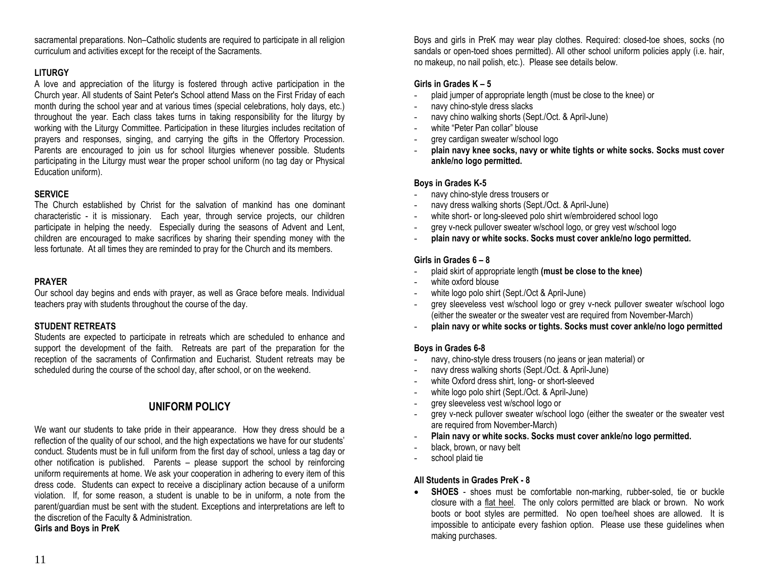sacramental preparations. Non–Catholic students are required to participate in all religion curriculum and activities except for the receipt of the Sacraments.

**LITURGY**

A love and appreciation of the liturgy is fostered through active participation in the Church year. All students of Saint Peter's School attend Mass on the First Friday of each month during the school year and at various times (special celebrations, holy days, etc.) throughout the year. Each class takes turns in taking responsibility for the liturgy by working with the Liturgy Committee. Participation in these liturgies includes recitation of prayers and responses, singing, and carrying the gifts in the Offertory Procession. Parents are encouraged to join us for school liturgies whenever possible. Students participating in the Liturgy must wear the proper school uniform (no tag day or Physical Education uniform).

**SERVICE**

The Church established by Christ for the salvation of mankind has one dominant characteristic - it is missionary. Each year, through service projects, our children participate in helping the needy. Especially during the seasons of Advent and Lent, children are encouraged to make sacrifices by sharing their spending money with the less fortunate. At all times they are reminded to pray for the Church and its members.

**PRAYER**

Our school day begins and ends with prayer, as well as Grace before meals. Individual teachers pray with students throughout the course of the day.

**STUDENT RETREATS**

Students are expected to participate in retreats which are scheduled to enhance and support the development of the faith. Retreats are part of the preparation for the reception of the sacraments of Confirmation and Eucharist. Student retreats may be scheduled during the course of the school day, after school, or on the weekend.

## UNIFORM POLICY

We want our students to take pride in their appearance. How they dress should be a reflection of the quality of our school, and the high expectations we have for our students' conduct. Students must be in full uniform from the first day of school, unless a tag day or other notification is published. Parents – please support the school by reinforcing uniform requirements at home. We ask your cooperation in adhering to every item of this dress code. Students can expect to receive a disciplinary action because of a uniform violation. If, for some reason, a student is unable to be in uniform, a note from the parent/guardian must be sent with the student. Exceptions and interpretations are left to the discretion of the Faculty & Administration.

**Girls and Boys in PreK**

Boys and girls in PreK may wear play clothes. Required: closed-toe shoes, socks (no sandals or open-toed shoes permitted). All other school uniform policies apply (i.e. hair, no makeup, no nail polish, etc.). Please see details below.

**Girls in Grades K – 5**

- plaid jumper of appropriate length (must be close to the knee) or
- navy chino-style dress slacks
- navy chino walking shorts (Sept./Oct. & April-June)
- white "Peter Pan collar" blouse
- grey cardigan sweater w/school logo
- **plain navy knee socks, navy or white tights or white socks. Socks must cover ankle/no logo permitted.**

**Boys in Grades K-5**

- navy chino-style dress trousers or
- navy dress walking shorts (Sept./Oct. & April-June)
- white short- or long-sleeved polo shirt w/embroidered school logo
- grey v-neck pullover sweater w/school logo, or grey vest w/school logo
- **plain navy or white socks. Socks must cover ankle/no logo permitted.**

**Girls in Grades 6 – 8**

- plaid skirt of appropriate length **(must be close to the knee)**
- white oxford blouse
- white logo polo shirt (Sept./Oct & April-June)
- grey sleeveless vest w/school logo or grey v-neck pullover sweater w/school logo (either the sweater or the sweater vest are required from November-March)
- **plain navy or white socks or tights. Socks must cover ankle/no logo permitted**

**Boys in Grades 6-8**

- navy, chino-style dress trousers (no jeans or jean material) or
- navy dress walking shorts (Sept./Oct. & April-June)
- white Oxford dress shirt, long- or short-sleeved
- white logo polo shirt (Sept./Oct. & April-June)
- grey sleeveless vest w/school logo or
- grey v-neck pullover sweater w/school logo (either the sweater or the sweater vest are required from November-March)
- **Plain navy or white socks. Socks must cover ankle/no logo permitted.**
- black, brown, or navy belt
- school plaid tie

**All Students in Grades PreK - 8**

- **SHOES** - shoes must be comfortable non-marking, rubber-soled, tie or buckle closure with a flat heel. The only colors permitted are black or brown. No work boots or boot styles are permitted. No open toe/heel shoes are allowed. It is impossible to anticipate every fashion option. Please use these guidelines when making purchases.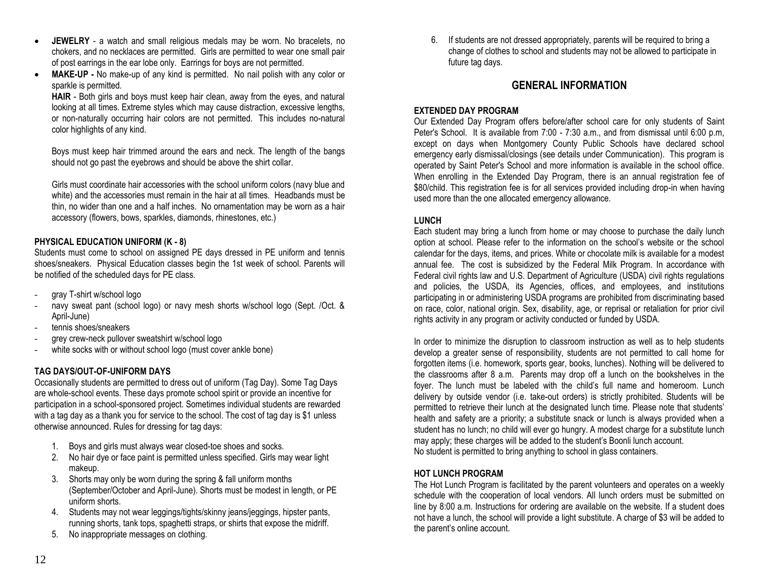- **JEWELRY** - a watch and small religious medals may be worn. No bracelets, no chokers, and no necklaces are permitted. Girls are permitted to wear one small pair of post earrings in the ear lobe only. Earrings for boys are not permitted.
- **MAKE-UP -** No make-up of any kind is permitted. No nail polish with any color or sparkle is permitted.

  **HAIR** - Both girls and boys must keep hair clean, away from the eyes, and natural looking at all times. Extreme styles which may cause distraction, excessive lengths, or non-naturally occurring hair colors are not permitted. This includes no-natural color highlights of any kind.

  Boys must keep hair trimmed around the ears and neck. The length of the bangs should not go past the eyebrows and should be above the shirt collar.

  Girls must coordinate hair accessories with the school uniform colors (navy blue and white) and the accessories must remain in the hair at all times. Headbands must be thin, no wider than one and a half inches. No ornamentation may be worn as a hair accessory (flowers, bows, sparkles, diamonds, rhinestones, etc.)

**PHYSICAL EDUCATION UNIFORM (K - 8)**

Students must come to school on assigned PE days dressed in PE uniform and tennis shoes/sneakers. Physical Education classes begin the 1st week of school. Parents will be notified of the scheduled days for PE class.

- gray T-shirt w/school logo
- navy sweat pant (school logo) or navy mesh shorts w/school logo (Sept. /Oct. & April-June)
- tennis shoes/sneakers
- grey crew-neck pullover sweatshirt w/school logo
- white socks with or without school logo (must cover ankle bone)

**TAG DAYS/OUT-OF-UNIFORM DAYS**

Occasionally students are permitted to dress out of uniform (Tag Day). Some Tag Days are whole-school events. These days promote school spirit or provide an incentive for participation in a school-sponsored project. Sometimes individual students are rewarded with a tag day as a thank you for service to the school. The cost of tag day is $1 unless otherwise announced. Rules for dressing for tag days:

1. Boys and girls must always wear closed-toe shoes and socks.
2. No hair dye or face paint is permitted unless specified. Girls may wear light makeup.
3. Shorts may only be worn during the spring & fall uniform months (September/October and April-June). Shorts must be modest in length, or PE uniform shorts.
4. Students may not wear leggings/tights/skinny jeans/jeggings, hipster pants, running shorts, tank tops, spaghetti straps, or shirts that expose the midriff.
5. No inappropriate messages on clothing.
6. If students are not dressed appropriately, parents will be required to bring a change of clothes to school and students may not be allowed to participate in future tag days.

## GENERAL INFORMATION

**EXTENDED DAY PROGRAM**

Our Extended Day Program offers before/after school care for only students of Saint Peter's School. It is available from 7:00 - 7:30 a.m., and from dismissal until 6:00 p.m, except on days when Montgomery County Public Schools have declared school emergency early dismissal/closings (see details under Communication). This program is operated by Saint Peter's School and more information is available in the school office. When enrolling in the Extended Day Program, there is an annual registration fee of $80/child. This registration fee is for all services provided including drop-in when having used more than the one allocated emergency allowance.

**LUNCH**

Each student may bring a lunch from home or may choose to purchase the daily lunch option at school. Please refer to the information on the school's website or the school calendar for the days, items, and prices. White or chocolate milk is available for a modest annual fee. The cost is subsidized by the Federal Milk Program. In accordance with Federal civil rights law and U.S. Department of Agriculture (USDA) civil rights regulations and policies, the USDA, its Agencies, offices, and employees, and institutions participating in or administering USDA programs are prohibited from discriminating based on race, color, national origin. Sex, disability, age, or reprisal or retaliation for prior civil rights activity in any program or activity conducted or funded by USDA.

In order to minimize the disruption to classroom instruction as well as to help students develop a greater sense of responsibility, students are not permitted to call home for forgotten items (i.e. homework, sports gear, books, lunches). Nothing will be delivered to the classrooms after 8 a.m. Parents may drop off a lunch on the bookshelves in the foyer. The lunch must be labeled with the child's full name and homeroom. Lunch delivery by outside vendor (i.e. take-out orders) is strictly prohibited. Students will be permitted to retrieve their lunch at the designated lunch time. Please note that students' health and safety are a priority; a substitute snack or lunch is always provided when a student has no lunch; no child will ever go hungry. A modest charge for a substitute lunch may apply; these charges will be added to the student's Boonli lunch account.
No student is permitted to bring anything to school in glass containers.

**HOT LUNCH PROGRAM**

The Hot Lunch Program is facilitated by the parent volunteers and operates on a weekly schedule with the cooperation of local vendors. All lunch orders must be submitted on line by 8:00 a.m. Instructions for ordering are available on the website. If a student does not have a lunch, the school will provide a light substitute. A charge of $3 will be added to the parent's online account.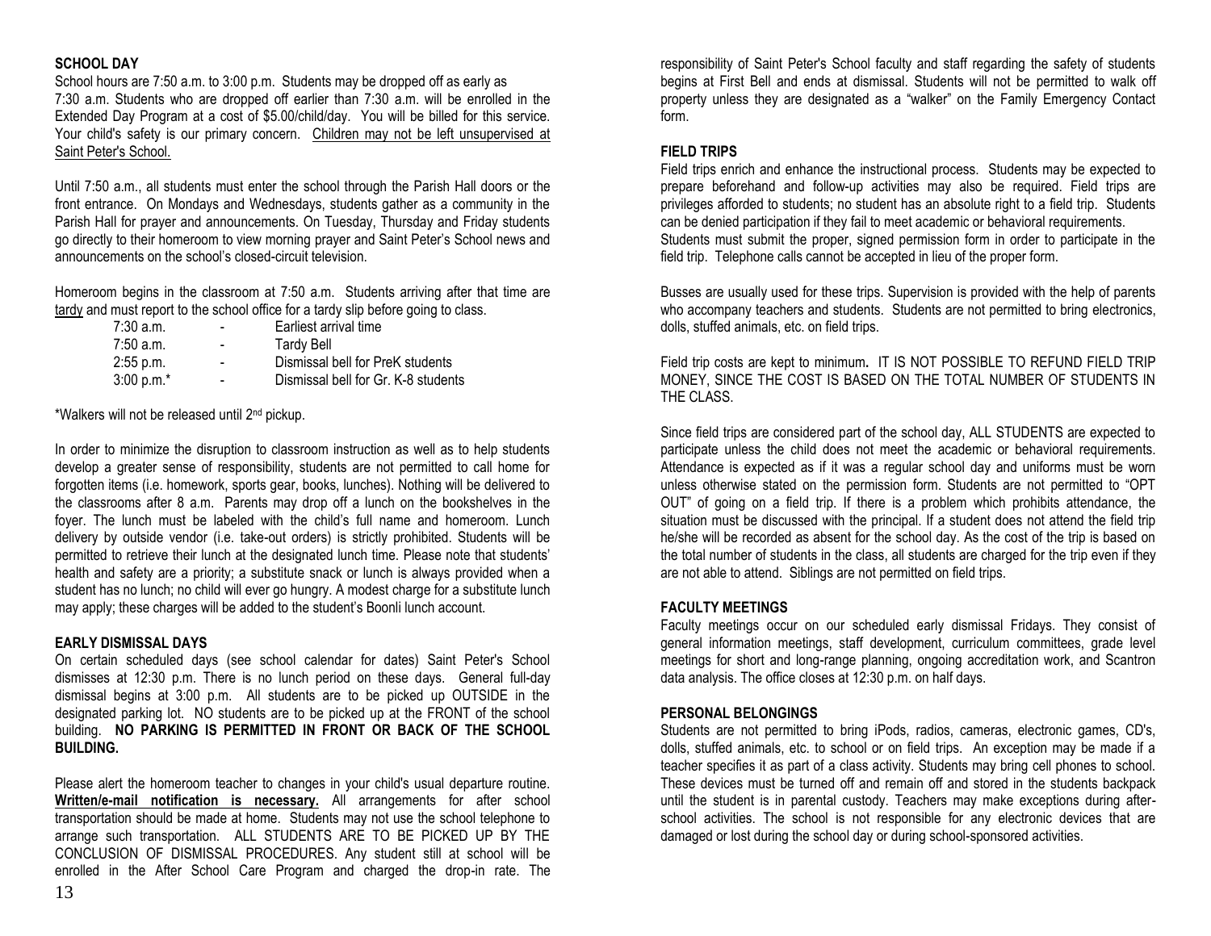### SCHOOL DAY

School hours are 7:50 a.m. to 3:00 p.m. Students may be dropped off as early as 7:30 a.m. Students who are dropped off earlier than 7:30 a.m. will be enrolled in the Extended Day Program at a cost of $5.00/child/day. You will be billed for this service. Your child's safety is our primary concern. Children may not be left unsupervised at Saint Peter's School.

Until 7:50 a.m., all students must enter the school through the Parish Hall doors or the front entrance. On Mondays and Wednesdays, students gather as a community in the Parish Hall for prayer and announcements. On Tuesday, Thursday and Friday students go directly to their homeroom to view morning prayer and Saint Peter's School news and announcements on the school's closed-circuit television.

Homeroom begins in the classroom at 7:50 a.m. Students arriving after that time are tardy and must report to the school office for a tardy slip before going to class.

| | | |
|---|---|---|
| 7:30 a.m. | - | Earliest arrival time |
| 7:50 a.m. | - | Tardy Bell |
| 2:55 p.m. | - | Dismissal bell for PreK students |
| 3:00 p.m.* | - | Dismissal bell for Gr. K-8 students |

*Walkers will not be released until 2nd pickup.

In order to minimize the disruption to classroom instruction as well as to help students develop a greater sense of responsibility, students are not permitted to call home for forgotten items (i.e. homework, sports gear, books, lunches). Nothing will be delivered to the classrooms after 8 a.m. Parents may drop off a lunch on the bookshelves in the foyer. The lunch must be labeled with the child's full name and homeroom. Lunch delivery by outside vendor (i.e. take-out orders) is strictly prohibited. Students will be permitted to retrieve their lunch at the designated lunch time. Please note that students' health and safety are a priority; a substitute snack or lunch is always provided when a student has no lunch; no child will ever go hungry. A modest charge for a substitute lunch may apply; these charges will be added to the student's Boonli lunch account.

### EARLY DISMISSAL DAYS

On certain scheduled days (see school calendar for dates) Saint Peter's School dismisses at 12:30 p.m. There is no lunch period on these days. General full-day dismissal begins at 3:00 p.m. All students are to be picked up OUTSIDE in the designated parking lot. NO students are to be picked up at the FRONT of the school building. **NO PARKING IS PERMITTED IN FRONT OR BACK OF THE SCHOOL BUILDING.**

Please alert the homeroom teacher to changes in your child's usual departure routine. **Written/e-mail notification is necessary.** All arrangements for after school transportation should be made at home. Students may not use the school telephone to arrange such transportation. ALL STUDENTS ARE TO BE PICKED UP BY THE CONCLUSION OF DISMISSAL PROCEDURES. Any student still at school will be enrolled in the After School Care Program and charged the drop-in rate. The responsibility of Saint Peter's School faculty and staff regarding the safety of students begins at First Bell and ends at dismissal. Students will not be permitted to walk off property unless they are designated as a "walker" on the Family Emergency Contact form.

### FIELD TRIPS

Field trips enrich and enhance the instructional process. Students may be expected to prepare beforehand and follow-up activities may also be required. Field trips are privileges afforded to students; no student has an absolute right to a field trip. Students can be denied participation if they fail to meet academic or behavioral requirements. Students must submit the proper, signed permission form in order to participate in the field trip. Telephone calls cannot be accepted in lieu of the proper form.

Busses are usually used for these trips. Supervision is provided with the help of parents who accompany teachers and students. Students are not permitted to bring electronics, dolls, stuffed animals, etc. on field trips.

Field trip costs are kept to minimum**.** IT IS NOT POSSIBLE TO REFUND FIELD TRIP MONEY, SINCE THE COST IS BASED ON THE TOTAL NUMBER OF STUDENTS IN THE CLASS.

Since field trips are considered part of the school day, ALL STUDENTS are expected to participate unless the child does not meet the academic or behavioral requirements. Attendance is expected as if it was a regular school day and uniforms must be worn unless otherwise stated on the permission form. Students are not permitted to "OPT OUT" of going on a field trip. If there is a problem which prohibits attendance, the situation must be discussed with the principal. If a student does not attend the field trip he/she will be recorded as absent for the school day. As the cost of the trip is based on the total number of students in the class, all students are charged for the trip even if they are not able to attend. Siblings are not permitted on field trips.

### FACULTY MEETINGS

Faculty meetings occur on our scheduled early dismissal Fridays. They consist of general information meetings, staff development, curriculum committees, grade level meetings for short and long-range planning, ongoing accreditation work, and Scantron data analysis. The office closes at 12:30 p.m. on half days.

### PERSONAL BELONGINGS

Students are not permitted to bring iPods, radios, cameras, electronic games, CD's, dolls, stuffed animals, etc. to school or on field trips. An exception may be made if a teacher specifies it as part of a class activity. Students may bring cell phones to school. These devices must be turned off and remain off and stored in the students backpack until the student is in parental custody. Teachers may make exceptions during after-school activities. The school is not responsible for any electronic devices that are damaged or lost during the school day or during school-sponsored activities.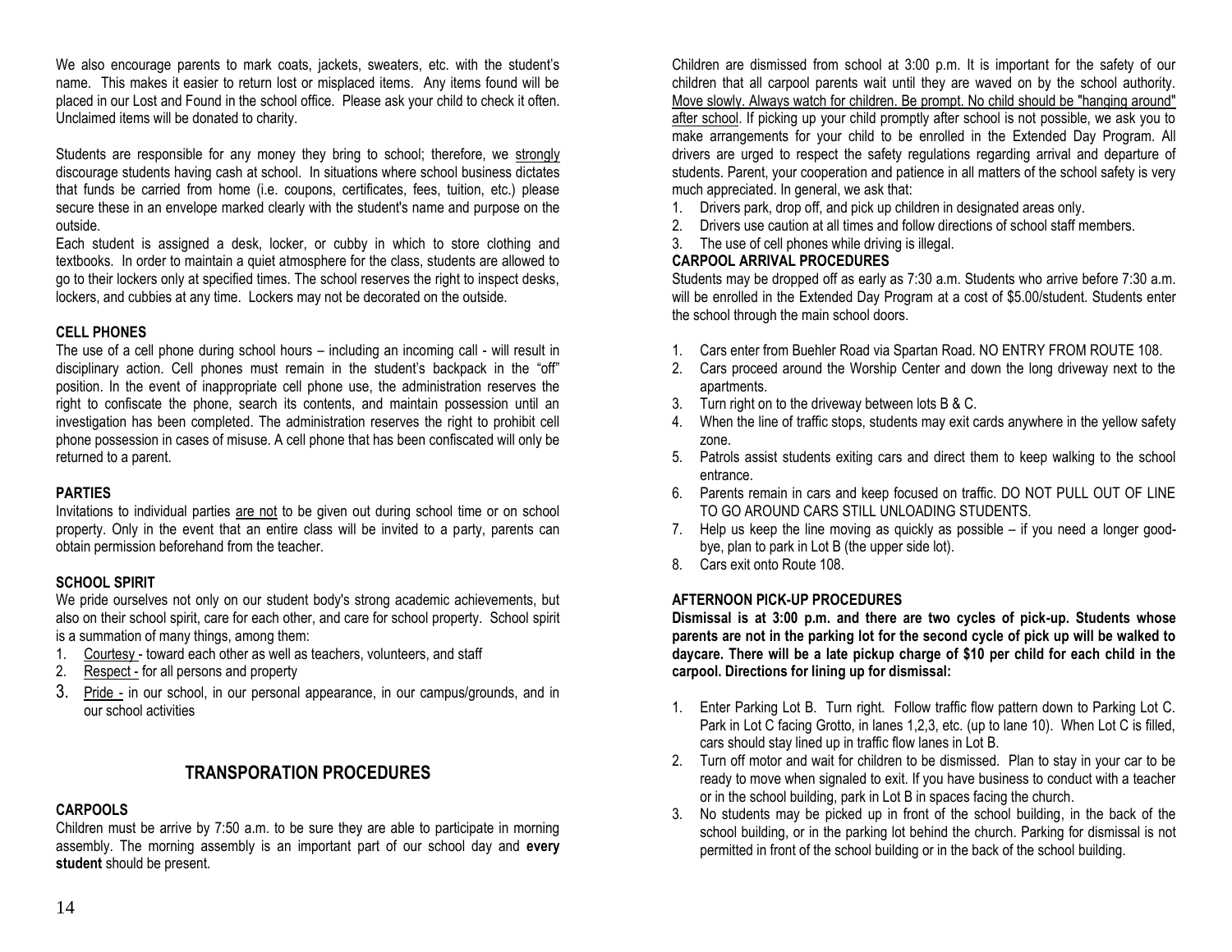We also encourage parents to mark coats, jackets, sweaters, etc. with the student's name. This makes it easier to return lost or misplaced items. Any items found will be placed in our Lost and Found in the school office. Please ask your child to check it often. Unclaimed items will be donated to charity.

Students are responsible for any money they bring to school; therefore, we strongly discourage students having cash at school. In situations where school business dictates that funds be carried from home (i.e. coupons, certificates, fees, tuition, etc.) please secure these in an envelope marked clearly with the student's name and purpose on the outside.

Each student is assigned a desk, locker, or cubby in which to store clothing and textbooks. In order to maintain a quiet atmosphere for the class, students are allowed to go to their lockers only at specified times. The school reserves the right to inspect desks, lockers, and cubbies at any time. Lockers may not be decorated on the outside.

### CELL PHONES

The use of a cell phone during school hours – including an incoming call - will result in disciplinary action. Cell phones must remain in the student's backpack in the "off" position. In the event of inappropriate cell phone use, the administration reserves the right to confiscate the phone, search its contents, and maintain possession until an investigation has been completed. The administration reserves the right to prohibit cell phone possession in cases of misuse. A cell phone that has been confiscated will only be returned to a parent.

### PARTIES

Invitations to individual parties are not to be given out during school time or on school property. Only in the event that an entire class will be invited to a party, parents can obtain permission beforehand from the teacher.

### SCHOOL SPIRIT

We pride ourselves not only on our student body's strong academic achievements, but also on their school spirit, care for each other, and care for school property. School spirit is a summation of many things, among them:

1. Courtesy - toward each other as well as teachers, volunteers, and staff
2. Respect - for all persons and property
3. Pride - in our school, in our personal appearance, in our campus/grounds, and in our school activities

## TRANSPORATION PROCEDURES

### CARPOOLS

Children must be arrive by 7:50 a.m. to be sure they are able to participate in morning assembly. The morning assembly is an important part of our school day and **every student** should be present.

Children are dismissed from school at 3:00 p.m. It is important for the safety of our children that all carpool parents wait until they are waved on by the school authority. Move slowly. Always watch for children. Be prompt. No child should be "hanging around" after school. If picking up your child promptly after school is not possible, we ask you to make arrangements for your child to be enrolled in the Extended Day Program. All drivers are urged to respect the safety regulations regarding arrival and departure of students. Parent, your cooperation and patience in all matters of the school safety is very much appreciated. In general, we ask that:

1. Drivers park, drop off, and pick up children in designated areas only.
2. Drivers use caution at all times and follow directions of school staff members.
3. The use of cell phones while driving is illegal.

### CARPOOL ARRIVAL PROCEDURES

Students may be dropped off as early as 7:30 a.m. Students who arrive before 7:30 a.m. will be enrolled in the Extended Day Program at a cost of $5.00/student. Students enter the school through the main school doors.

1. Cars enter from Buehler Road via Spartan Road. NO ENTRY FROM ROUTE 108.
2. Cars proceed around the Worship Center and down the long driveway next to the apartments.
3. Turn right on to the driveway between lots B & C.
4. When the line of traffic stops, students may exit cards anywhere in the yellow safety zone.
5. Patrols assist students exiting cars and direct them to keep walking to the school entrance.
6. Parents remain in cars and keep focused on traffic. DO NOT PULL OUT OF LINE TO GO AROUND CARS STILL UNLOADING STUDENTS.
7. Help us keep the line moving as quickly as possible – if you need a longer good-bye, plan to park in Lot B (the upper side lot).
8. Cars exit onto Route 108.

### AFTERNOON PICK-UP PROCEDURES

**Dismissal is at 3:00 p.m. and there are two cycles of pick-up. Students whose parents are not in the parking lot for the second cycle of pick up will be walked to daycare. There will be a late pickup charge of $10 per child for each child in the carpool. Directions for lining up for dismissal:**

1. Enter Parking Lot B. Turn right. Follow traffic flow pattern down to Parking Lot C. Park in Lot C facing Grotto, in lanes 1,2,3, etc. (up to lane 10). When Lot C is filled, cars should stay lined up in traffic flow lanes in Lot B.
2. Turn off motor and wait for children to be dismissed. Plan to stay in your car to be ready to move when signaled to exit. If you have business to conduct with a teacher or in the school building, park in Lot B in spaces facing the church.
3. No students may be picked up in front of the school building, in the back of the school building, or in the parking lot behind the church. Parking for dismissal is not permitted in front of the school building or in the back of the school building.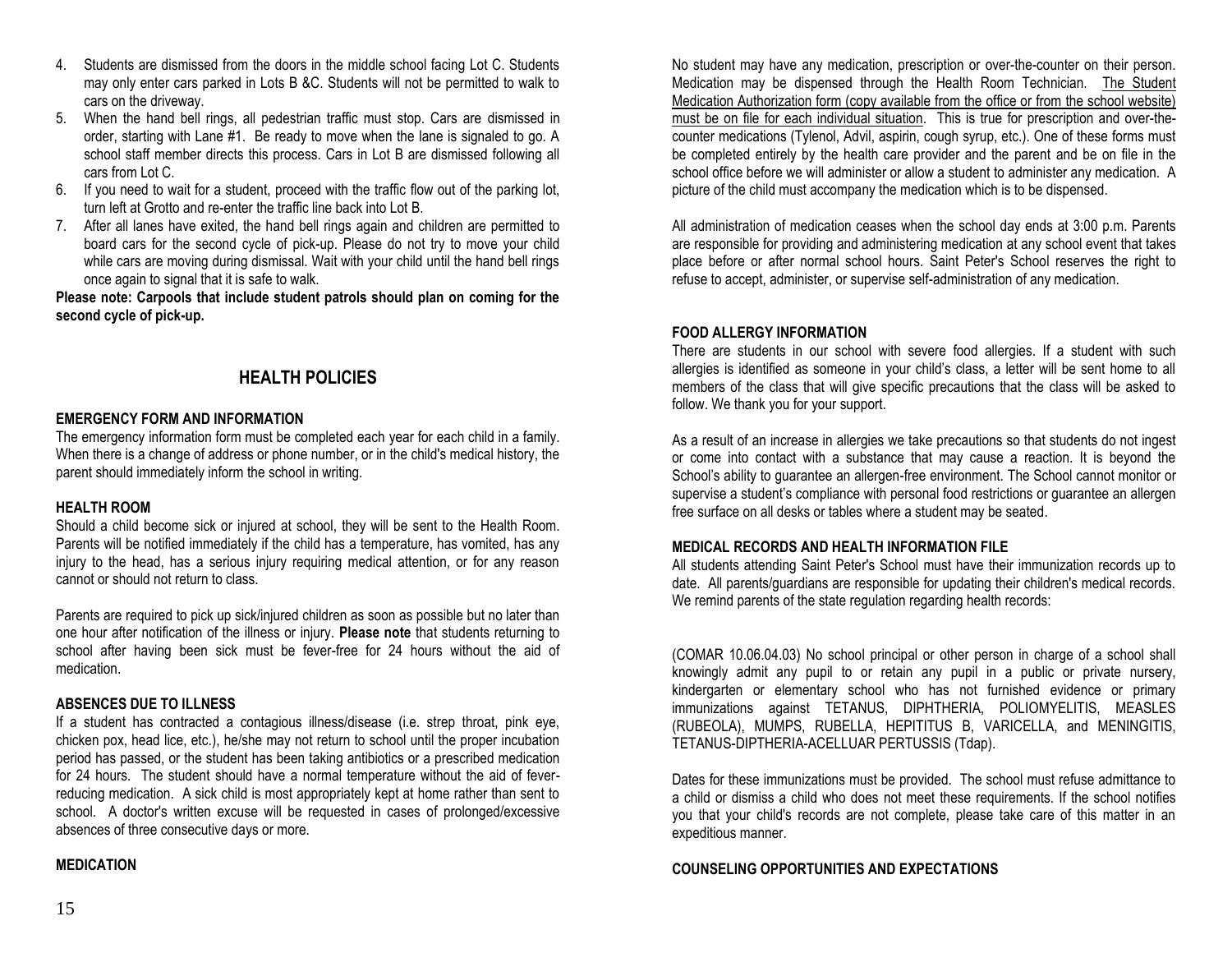4. Students are dismissed from the doors in the middle school facing Lot C. Students may only enter cars parked in Lots B &C. Students will not be permitted to walk to cars on the driveway.
5. When the hand bell rings, all pedestrian traffic must stop. Cars are dismissed in order, starting with Lane #1. Be ready to move when the lane is signaled to go. A school staff member directs this process. Cars in Lot B are dismissed following all cars from Lot C.
6. If you need to wait for a student, proceed with the traffic flow out of the parking lot, turn left at Grotto and re-enter the traffic line back into Lot B.
7. After all lanes have exited, the hand bell rings again and children are permitted to board cars for the second cycle of pick-up. Please do not try to move your child while cars are moving during dismissal. Wait with your child until the hand bell rings once again to signal that it is safe to walk.

**Please note: Carpools that include student patrols should plan on coming for the second cycle of pick-up.**

## HEALTH POLICIES

### EMERGENCY FORM AND INFORMATION

The emergency information form must be completed each year for each child in a family. When there is a change of address or phone number, or in the child's medical history, the parent should immediately inform the school in writing.

### HEALTH ROOM

Should a child become sick or injured at school, they will be sent to the Health Room. Parents will be notified immediately if the child has a temperature, has vomited, has any injury to the head, has a serious injury requiring medical attention, or for any reason cannot or should not return to class.

Parents are required to pick up sick/injured children as soon as possible but no later than one hour after notification of the illness or injury. **Please note** that students returning to school after having been sick must be fever-free for 24 hours without the aid of medication.

### ABSENCES DUE TO ILLNESS

If a student has contracted a contagious illness/disease (i.e. strep throat, pink eye, chicken pox, head lice, etc.), he/she may not return to school until the proper incubation period has passed, or the student has been taking antibiotics or a prescribed medication for 24 hours. The student should have a normal temperature without the aid of fever-reducing medication. A sick child is most appropriately kept at home rather than sent to school. A doctor's written excuse will be requested in cases of prolonged/excessive absences of three consecutive days or more.

### MEDICATION

No student may have any medication, prescription or over-the-counter on their person. Medication may be dispensed through the Health Room Technician. The Student Medication Authorization form (copy available from the office or from the school website) must be on file for each individual situation. This is true for prescription and over-the-counter medications (Tylenol, Advil, aspirin, cough syrup, etc.). One of these forms must be completed entirely by the health care provider and the parent and be on file in the school office before we will administer or allow a student to administer any medication. A picture of the child must accompany the medication which is to be dispensed.

All administration of medication ceases when the school day ends at 3:00 p.m. Parents are responsible for providing and administering medication at any school event that takes place before or after normal school hours. Saint Peter's School reserves the right to refuse to accept, administer, or supervise self-administration of any medication.

### FOOD ALLERGY INFORMATION

There are students in our school with severe food allergies. If a student with such allergies is identified as someone in your child's class, a letter will be sent home to all members of the class that will give specific precautions that the class will be asked to follow. We thank you for your support.

As a result of an increase in allergies we take precautions so that students do not ingest or come into contact with a substance that may cause a reaction. It is beyond the School's ability to guarantee an allergen-free environment. The School cannot monitor or supervise a student's compliance with personal food restrictions or guarantee an allergen free surface on all desks or tables where a student may be seated.

### MEDICAL RECORDS AND HEALTH INFORMATION FILE

All students attending Saint Peter's School must have their immunization records up to date. All parents/guardians are responsible for updating their children's medical records. We remind parents of the state regulation regarding health records:

(COMAR 10.06.04.03) No school principal or other person in charge of a school shall knowingly admit any pupil to or retain any pupil in a public or private nursery, kindergarten or elementary school who has not furnished evidence or primary immunizations against TETANUS, DIPHTHERIA, POLIOMYELITIS, MEASLES (RUBEOLA), MUMPS, RUBELLA, HEPITITUS B, VARICELLA, and MENINGITIS, TETANUS-DIPTHERIA-ACELLUAR PERTUSSIS (Tdap).

Dates for these immunizations must be provided. The school must refuse admittance to a child or dismiss a child who does not meet these requirements. If the school notifies you that your child's records are not complete, please take care of this matter in an expeditious manner.

### COUNSELING OPPORTUNITIES AND EXPECTATIONS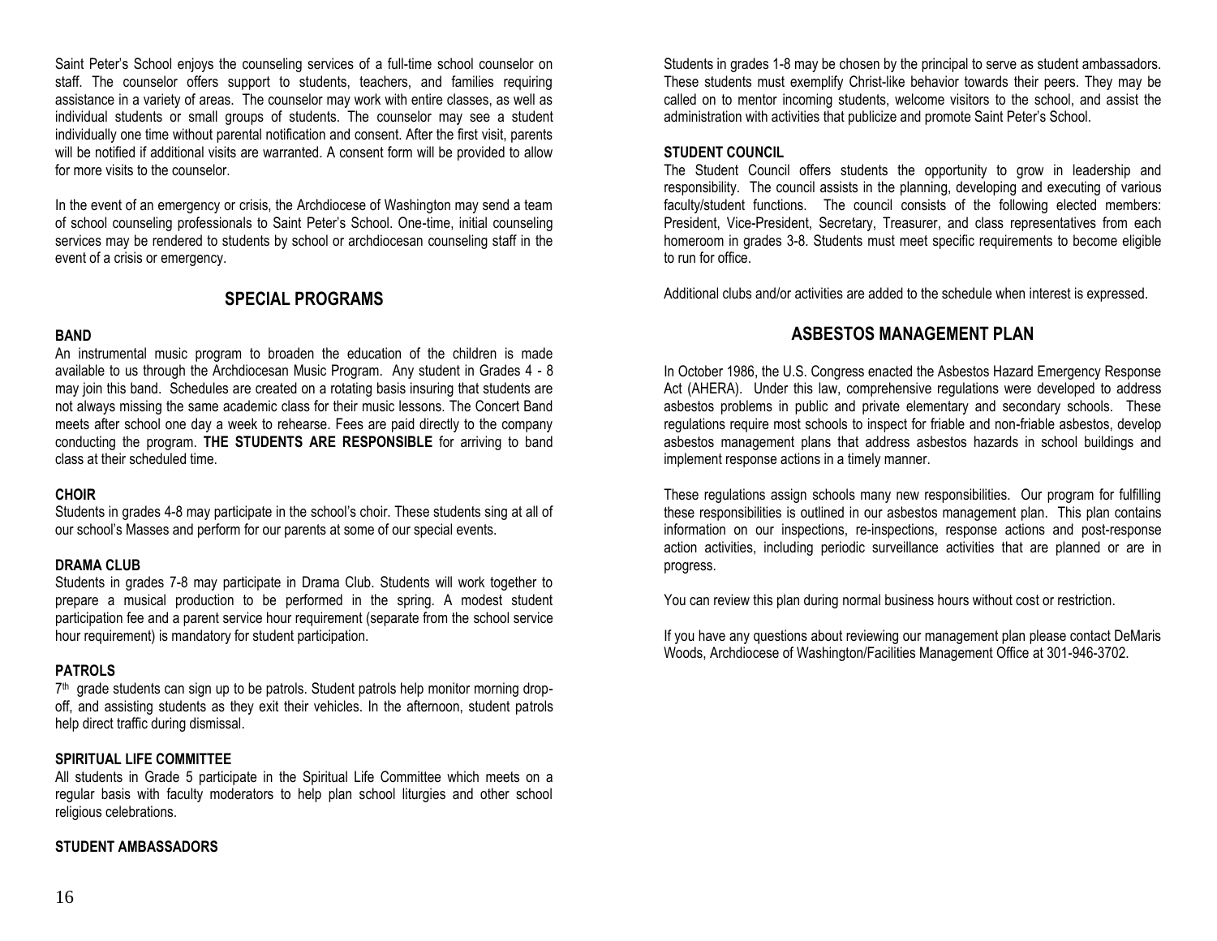Saint Peter's School enjoys the counseling services of a full-time school counselor on staff. The counselor offers support to students, teachers, and families requiring assistance in a variety of areas. The counselor may work with entire classes, as well as individual students or small groups of students. The counselor may see a student individually one time without parental notification and consent. After the first visit, parents will be notified if additional visits are warranted. A consent form will be provided to allow for more visits to the counselor.

In the event of an emergency or crisis, the Archdiocese of Washington may send a team of school counseling professionals to Saint Peter's School. One-time, initial counseling services may be rendered to students by school or archdiocesan counseling staff in the event of a crisis or emergency.

## SPECIAL PROGRAMS

**BAND**

An instrumental music program to broaden the education of the children is made available to us through the Archdiocesan Music Program. Any student in Grades 4 - 8 may join this band. Schedules are created on a rotating basis insuring that students are not always missing the same academic class for their music lessons. The Concert Band meets after school one day a week to rehearse. Fees are paid directly to the company conducting the program. **THE STUDENTS ARE RESPONSIBLE** for arriving to band class at their scheduled time.

**CHOIR**

Students in grades 4-8 may participate in the school's choir. These students sing at all of our school's Masses and perform for our parents at some of our special events.

**DRAMA CLUB**

Students in grades 7-8 may participate in Drama Club. Students will work together to prepare a musical production to be performed in the spring. A modest student participation fee and a parent service hour requirement (separate from the school service hour requirement) is mandatory for student participation.

**PATROLS**

7th grade students can sign up to be patrols. Student patrols help monitor morning drop-off, and assisting students as they exit their vehicles. In the afternoon, student patrols help direct traffic during dismissal.

**SPIRITUAL LIFE COMMITTEE**

All students in Grade 5 participate in the Spiritual Life Committee which meets on a regular basis with faculty moderators to help plan school liturgies and other school religious celebrations.

**STUDENT AMBASSADORS**

Students in grades 1-8 may be chosen by the principal to serve as student ambassadors. These students must exemplify Christ-like behavior towards their peers. They may be called on to mentor incoming students, welcome visitors to the school, and assist the administration with activities that publicize and promote Saint Peter's School.

**STUDENT COUNCIL**

The Student Council offers students the opportunity to grow in leadership and responsibility. The council assists in the planning, developing and executing of various faculty/student functions. The council consists of the following elected members: President, Vice-President, Secretary, Treasurer, and class representatives from each homeroom in grades 3-8. Students must meet specific requirements to become eligible to run for office.

Additional clubs and/or activities are added to the schedule when interest is expressed.

## ASBESTOS MANAGEMENT PLAN

In October 1986, the U.S. Congress enacted the Asbestos Hazard Emergency Response Act (AHERA). Under this law, comprehensive regulations were developed to address asbestos problems in public and private elementary and secondary schools. These regulations require most schools to inspect for friable and non-friable asbestos, develop asbestos management plans that address asbestos hazards in school buildings and implement response actions in a timely manner.

These regulations assign schools many new responsibilities. Our program for fulfilling these responsibilities is outlined in our asbestos management plan. This plan contains information on our inspections, re-inspections, response actions and post-response action activities, including periodic surveillance activities that are planned or are in progress.

You can review this plan during normal business hours without cost or restriction.

If you have any questions about reviewing our management plan please contact DeMaris Woods, Archdiocese of Washington/Facilities Management Office at 301-946-3702.